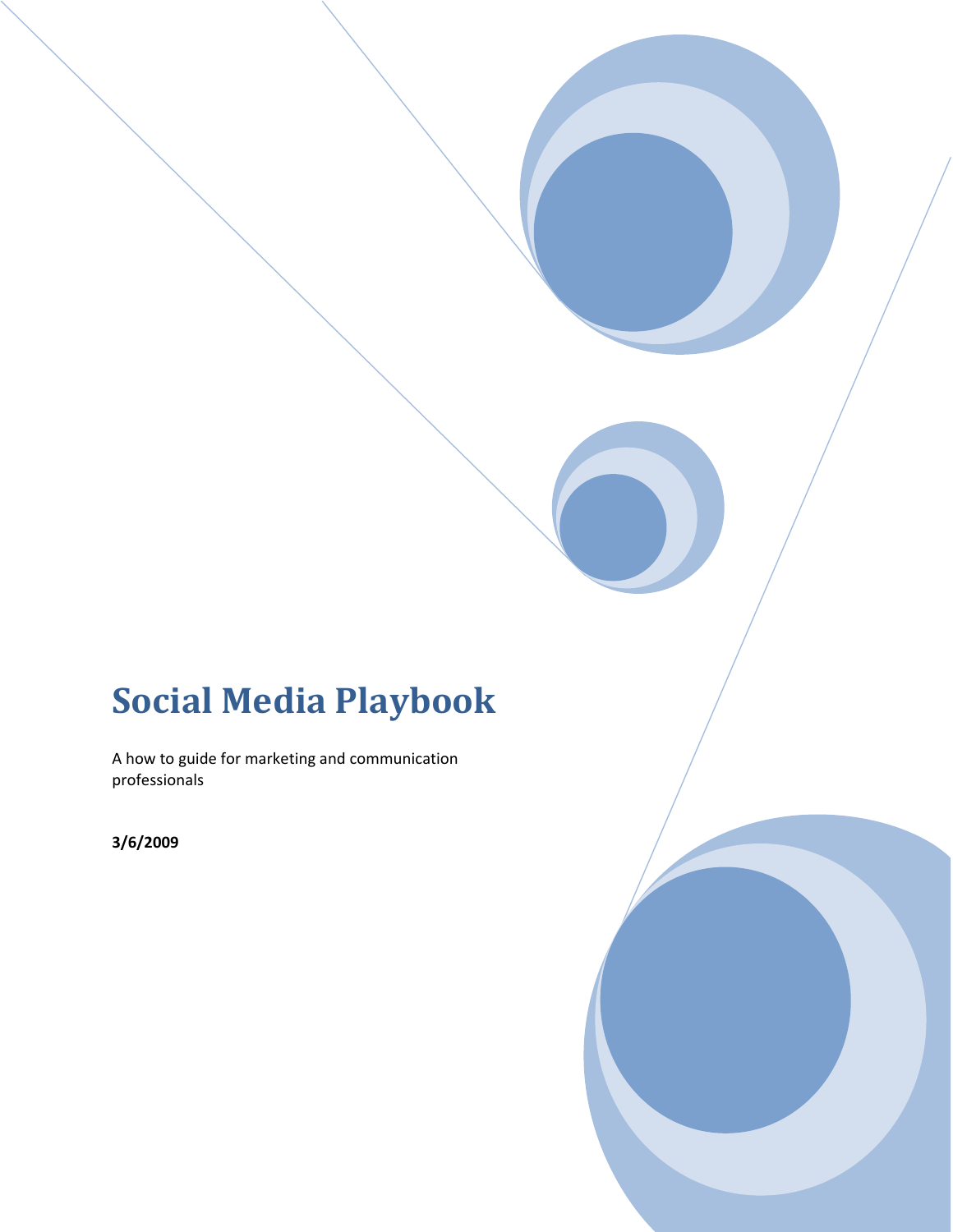# Social Media Playbook

A how to guide for marketing and communication professionals

**3/6/2009**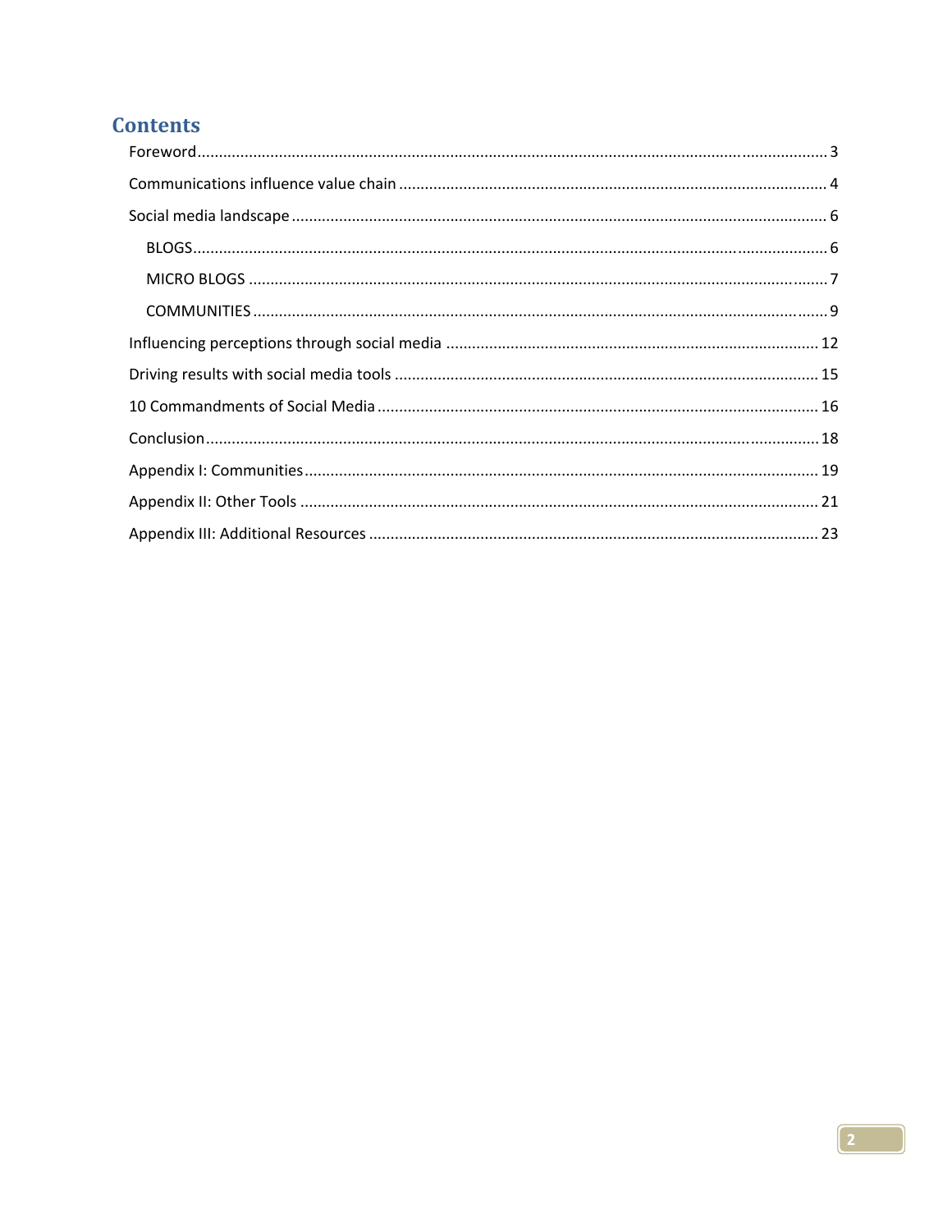# Contents

- Foreword ........ 3
- Communications influence value chain ........ 4
- Social media landscape ........ 6
  - BLOGS ........ 6
  - MICRO BLOGS ........ 7
  - COMMUNITIES ........ 9
- Influencing perceptions through social media ........ 12
- Driving results with social media tools ........ 15
- 10 Commandments of Social Media ........ 16
- Conclusion ........ 18
- Appendix I: Communities ........ 19
- Appendix II: Other Tools ........ 21
- Appendix III: Additional Resources ........ 23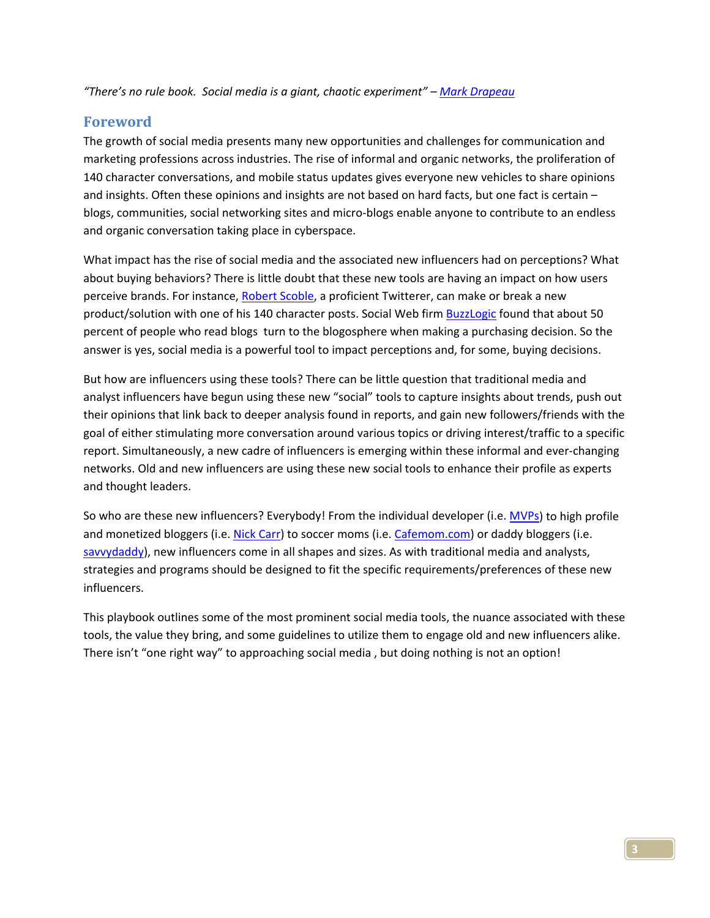*"There's no rule book.  Social media is a giant, chaotic experiment" – Mark Drapeau*

## Foreword

The growth of social media presents many new opportunities and challenges for communication and marketing professions across industries. The rise of informal and organic networks, the proliferation of 140 character conversations, and mobile status updates gives everyone new vehicles to share opinions and insights. Often these opinions and insights are not based on hard facts, but one fact is certain – blogs, communities, social networking sites and micro-blogs enable anyone to contribute to an endless and organic conversation taking place in cyberspace.

What impact has the rise of social media and the associated new influencers had on perceptions? What about buying behaviors? There is little doubt that these new tools are having an impact on how users perceive brands. For instance, Robert Scoble, a proficient Twitterer, can make or break a new product/solution with one of his 140 character posts. Social Web firm BuzzLogic found that about 50 percent of people who read blogs  turn to the blogosphere when making a purchasing decision. So the answer is yes, social media is a powerful tool to impact perceptions and, for some, buying decisions.

But how are influencers using these tools? There can be little question that traditional media and analyst influencers have begun using these new "social" tools to capture insights about trends, push out their opinions that link back to deeper analysis found in reports, and gain new followers/friends with the goal of either stimulating more conversation around various topics or driving interest/traffic to a specific report. Simultaneously, a new cadre of influencers is emerging within these informal and ever-changing networks. Old and new influencers are using these new social tools to enhance their profile as experts and thought leaders.

So who are these new influencers? Everybody! From the individual developer (i.e. MVPs) to high profile and monetized bloggers (i.e. Nick Carr) to soccer moms (i.e. Cafemom.com) or daddy bloggers (i.e. savvydaddy), new influencers come in all shapes and sizes. As with traditional media and analysts, strategies and programs should be designed to fit the specific requirements/preferences of these new influencers.

This playbook outlines some of the most prominent social media tools, the nuance associated with these tools, the value they bring, and some guidelines to utilize them to engage old and new influencers alike. There isn't "one right way" to approaching social media , but doing nothing is not an option!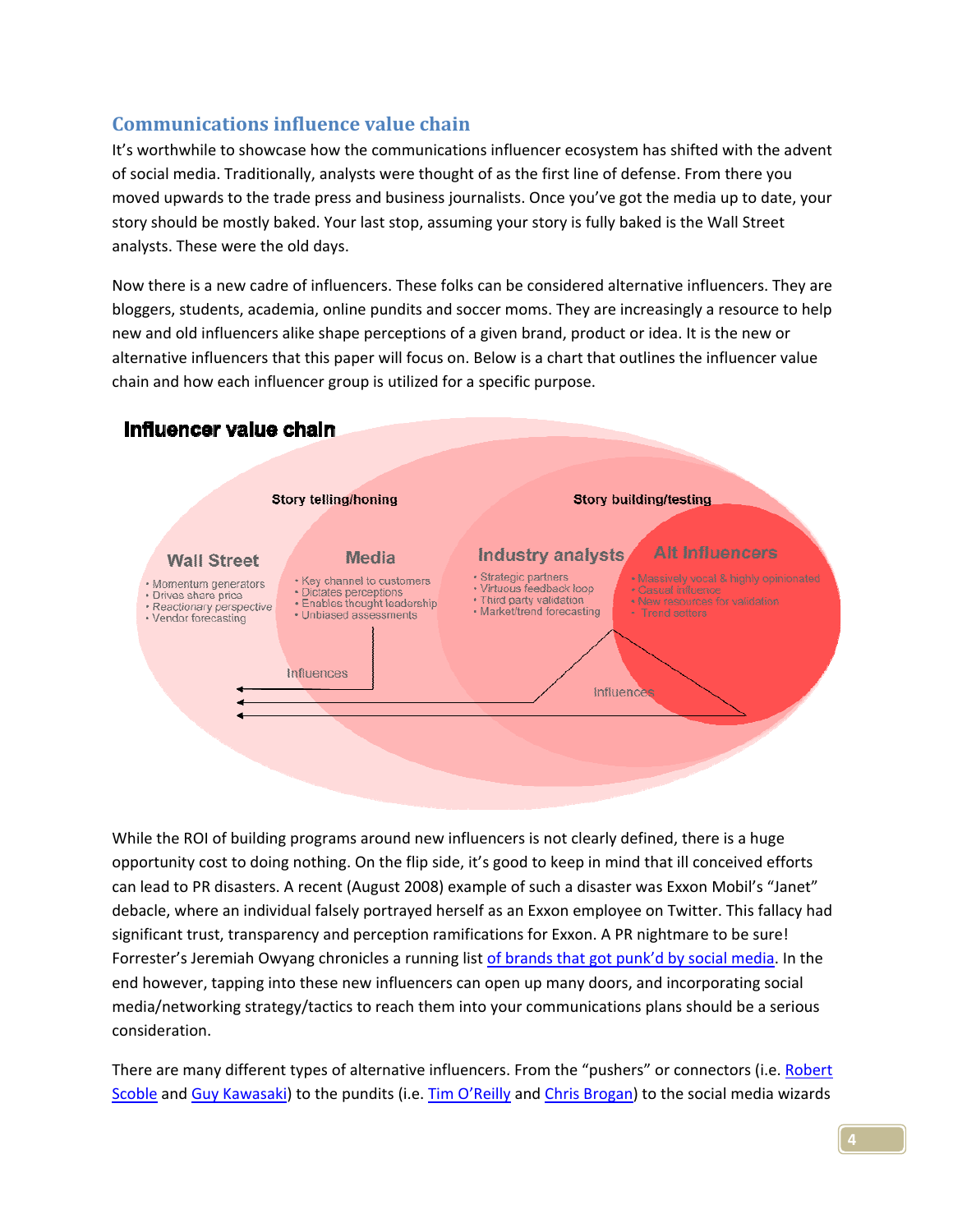## Communications influence value chain

It's worthwhile to showcase how the communications influencer ecosystem has shifted with the advent of social media. Traditionally, analysts were thought of as the first line of defense. From there you moved upwards to the trade press and business journalists. Once you've got the media up to date, your story should be mostly baked. Your last stop, assuming your story is fully baked is the Wall Street analysts. These were the old days.

Now there is a new cadre of influencers. These folks can be considered alternative influencers. They are bloggers, students, academia, online pundits and soccer moms. They are increasingly a resource to help new and old influencers alike shape perceptions of a given brand, product or idea. It is the new or alternative influencers that this paper will focus on. Below is a chart that outlines the influencer value chain and how each influencer group is utilized for a specific purpose.

**Influencer value chain**

Story telling/honing | Story building/testing

**Wall Street**
- Momentum generators
- Drives share price
- Reactionary perspective
- Vendor forecasting

**Media**
- Key channel to customers
- Dictates perceptions
- Enables thought leadership
- Unbiased assessments

**Industry analysts**
- Strategic partners
- Virtuous feedback loop
- Third party validation
- Market/trend forecasting

**Alt Influencers**
- Massively vocal & highly opinionated
- Casual influence
- New resources for validation
- Trend setters

Influences | Influences

While the ROI of building programs around new influencers is not clearly defined, there is a huge opportunity cost to doing nothing. On the flip side, it's good to keep in mind that ill conceived efforts can lead to PR disasters. A recent (August 2008) example of such a disaster was Exxon Mobil's "Janet" debacle, where an individual falsely portrayed herself as an Exxon employee on Twitter. This fallacy had significant trust, transparency and perception ramifications for Exxon. A PR nightmare to be sure! Forrester's Jeremiah Owyang chronicles a running list of brands that got punk'd by social media. In the end however, tapping into these new influencers can open up many doors, and incorporating social media/networking strategy/tactics to reach them into your communications plans should be a serious consideration.

There are many different types of alternative influencers. From the "pushers" or connectors (i.e. Robert Scoble and Guy Kawasaki) to the pundits (i.e. Tim O'Reilly and Chris Brogan) to the social media wizards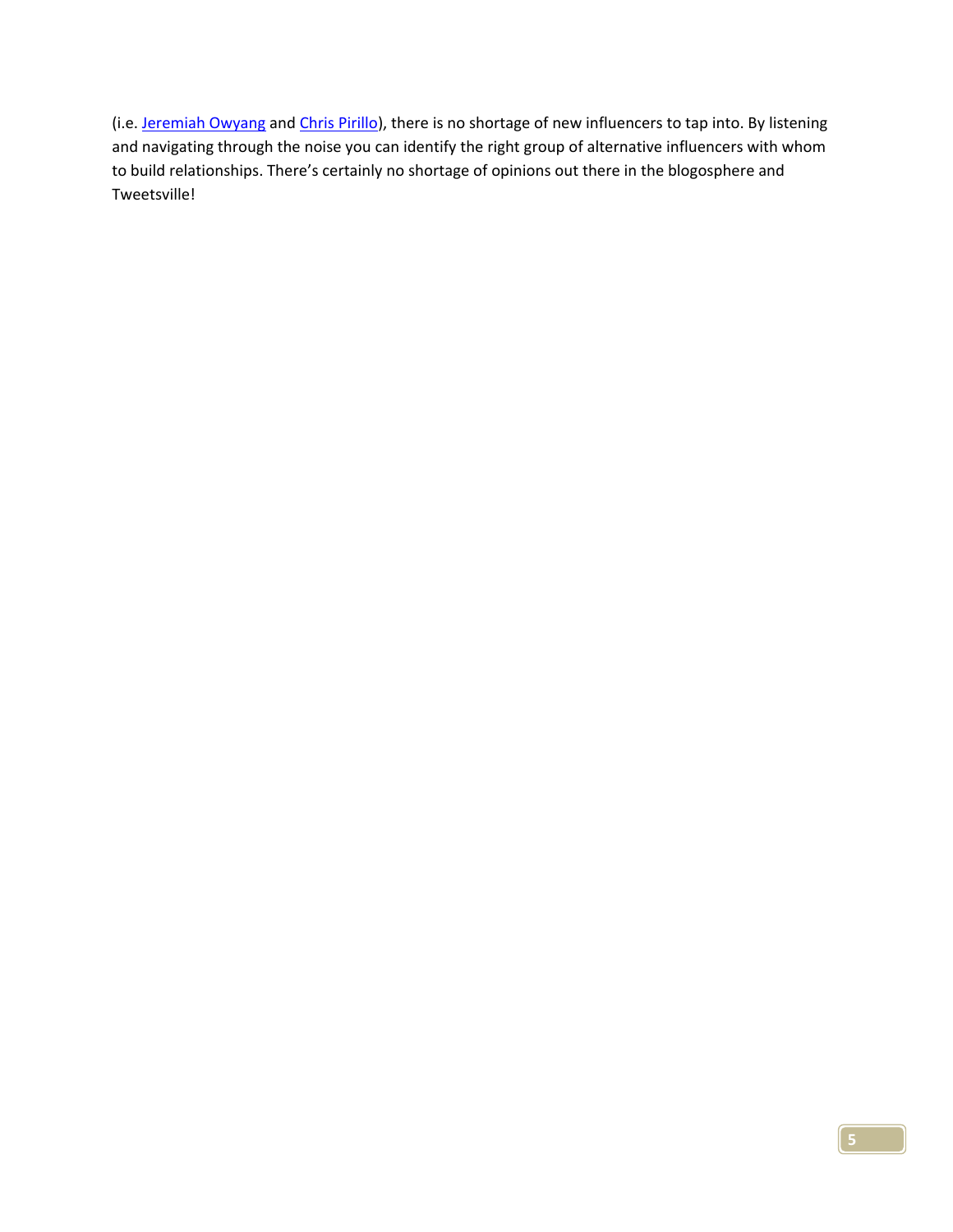(i.e. Jeremiah Owyang and Chris Pirillo), there is no shortage of new influencers to tap into. By listening and navigating through the noise you can identify the right group of alternative influencers with whom to build relationships. There's certainly no shortage of opinions out there in the blogosphere and Tweetsville!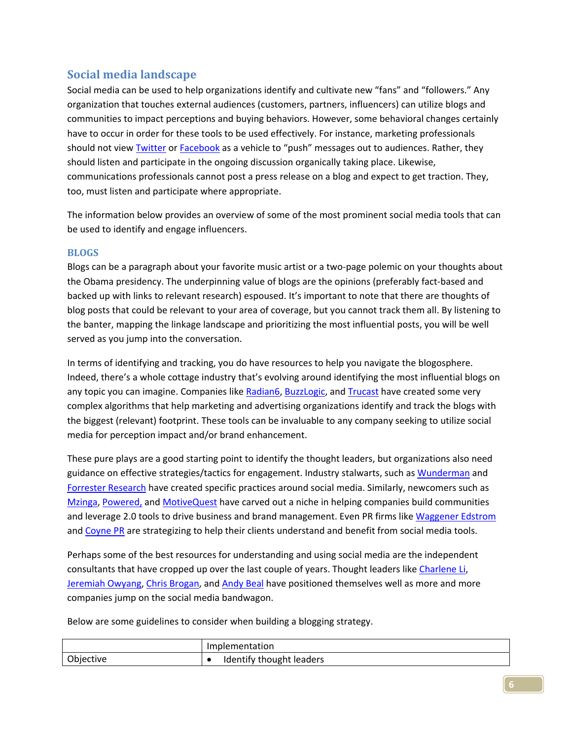## Social media landscape

Social media can be used to help organizations identify and cultivate new "fans" and "followers." Any organization that touches external audiences (customers, partners, influencers) can utilize blogs and communities to impact perceptions and buying behaviors. However, some behavioral changes certainly have to occur in order for these tools to be used effectively. For instance, marketing professionals should not view Twitter or Facebook as a vehicle to "push" messages out to audiences. Rather, they should listen and participate in the ongoing discussion organically taking place. Likewise, communications professionals cannot post a press release on a blog and expect to get traction. They, too, must listen and participate where appropriate.

The information below provides an overview of some of the most prominent social media tools that can be used to identify and engage influencers.

### BLOGS

Blogs can be a paragraph about your favorite music artist or a two-page polemic on your thoughts about the Obama presidency. The underpinning value of blogs are the opinions (preferably fact-based and backed up with links to relevant research) espoused. It's important to note that there are thoughts of blog posts that could be relevant to your area of coverage, but you cannot track them all. By listening to the banter, mapping the linkage landscape and prioritizing the most influential posts, you will be well served as you jump into the conversation.

In terms of identifying and tracking, you do have resources to help you navigate the blogosphere. Indeed, there's a whole cottage industry that's evolving around identifying the most influential blogs on any topic you can imagine. Companies like Radian6, BuzzLogic, and Trucast have created some very complex algorithms that help marketing and advertising organizations identify and track the blogs with the biggest (relevant) footprint. These tools can be invaluable to any company seeking to utilize social media for perception impact and/or brand enhancement.

These pure plays are a good starting point to identify the thought leaders, but organizations also need guidance on effective strategies/tactics for engagement. Industry stalwarts, such as Wunderman and Forrester Research have created specific practices around social media. Similarly, newcomers such as Mzinga, Powered, and MotiveQuest have carved out a niche in helping companies build communities and leverage 2.0 tools to drive business and brand management. Even PR firms like Waggener Edstrom and Coyne PR are strategizing to help their clients understand and benefit from social media tools.

Perhaps some of the best resources for understanding and using social media are the independent consultants that have cropped up over the last couple of years. Thought leaders like Charlene Li, Jeremiah Owyang, Chris Brogan, and Andy Beal have positioned themselves well as more and more companies jump on the social media bandwagon.

Below are some guidelines to consider when building a blogging strategy.

| | Implementation |
|---|---|
| Objective | • Identify thought leaders |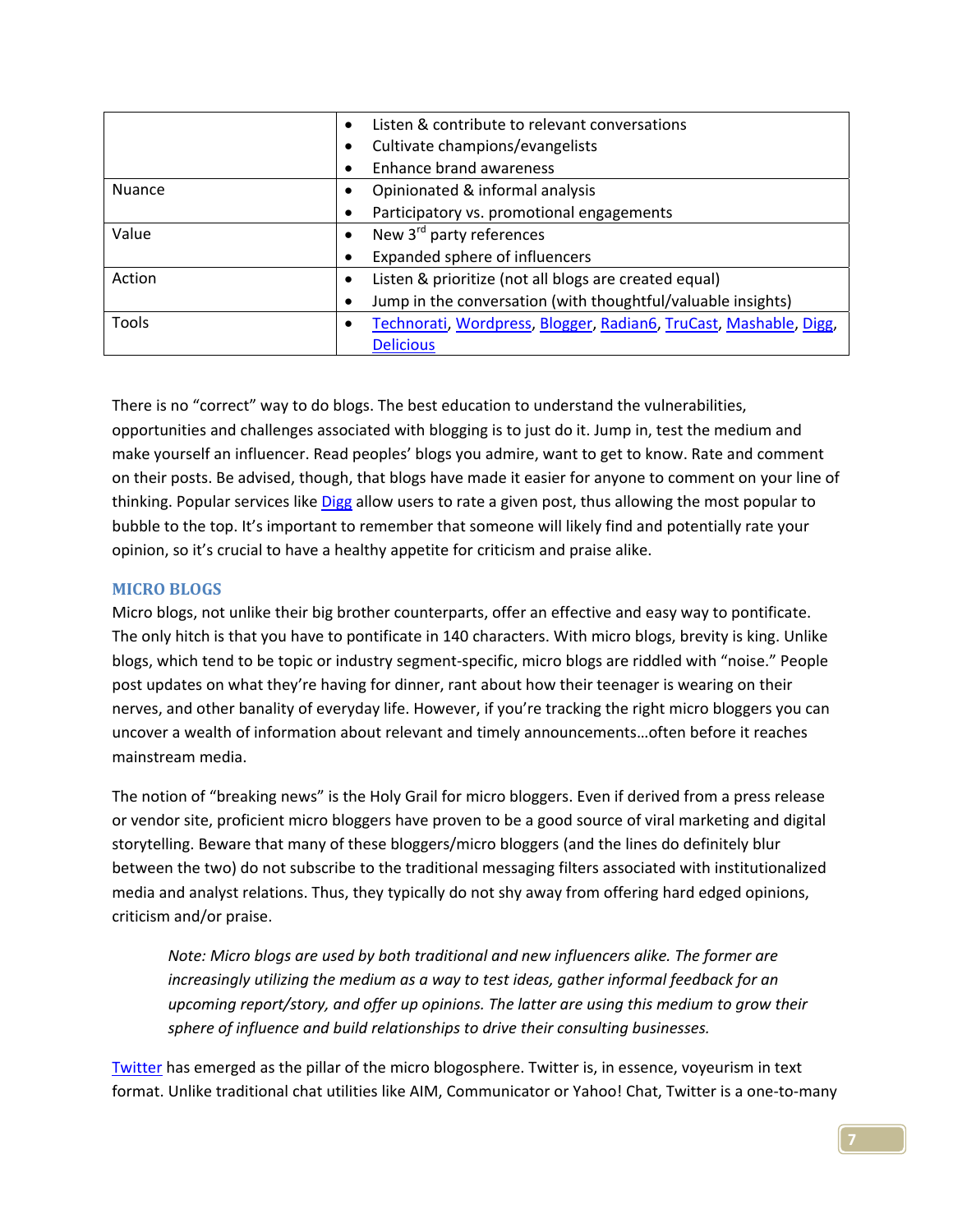| | |
|---|---|
| | • Listen & contribute to relevant conversations<br>• Cultivate champions/evangelists<br>• Enhance brand awareness |
| Nuance | • Opinionated & informal analysis<br>• Participatory vs. promotional engagements |
| Value | • New 3rd party references<br>• Expanded sphere of influencers |
| Action | • Listen & prioritize (not all blogs are created equal)<br>• Jump in the conversation (with thoughtful/valuable insights) |
| Tools | • Technorati, Wordpress, Blogger, Radian6, TruCast, Mashable, Digg, Delicious |

There is no "correct" way to do blogs. The best education to understand the vulnerabilities, opportunities and challenges associated with blogging is to just do it. Jump in, test the medium and make yourself an influencer. Read peoples' blogs you admire, want to get to know. Rate and comment on their posts. Be advised, though, that blogs have made it easier for anyone to comment on your line of thinking. Popular services like Digg allow users to rate a given post, thus allowing the most popular to bubble to the top. It's important to remember that someone will likely find and potentially rate your opinion, so it's crucial to have a healthy appetite for criticism and praise alike.

### MICRO BLOGS

Micro blogs, not unlike their big brother counterparts, offer an effective and easy way to pontificate. The only hitch is that you have to pontificate in 140 characters. With micro blogs, brevity is king. Unlike blogs, which tend to be topic or industry segment-specific, micro blogs are riddled with "noise." People post updates on what they're having for dinner, rant about how their teenager is wearing on their nerves, and other banality of everyday life. However, if you're tracking the right micro bloggers you can uncover a wealth of information about relevant and timely announcements…often before it reaches mainstream media.

The notion of "breaking news" is the Holy Grail for micro bloggers. Even if derived from a press release or vendor site, proficient micro bloggers have proven to be a good source of viral marketing and digital storytelling. Beware that many of these bloggers/micro bloggers (and the lines do definitely blur between the two) do not subscribe to the traditional messaging filters associated with institutionalized media and analyst relations. Thus, they typically do not shy away from offering hard edged opinions, criticism and/or praise.

> *Note: Micro blogs are used by both traditional and new influencers alike. The former are increasingly utilizing the medium as a way to test ideas, gather informal feedback for an upcoming report/story, and offer up opinions. The latter are using this medium to grow their sphere of influence and build relationships to drive their consulting businesses.*

Twitter has emerged as the pillar of the micro blogosphere. Twitter is, in essence, voyeurism in text format. Unlike traditional chat utilities like AIM, Communicator or Yahoo! Chat, Twitter is a one-to-many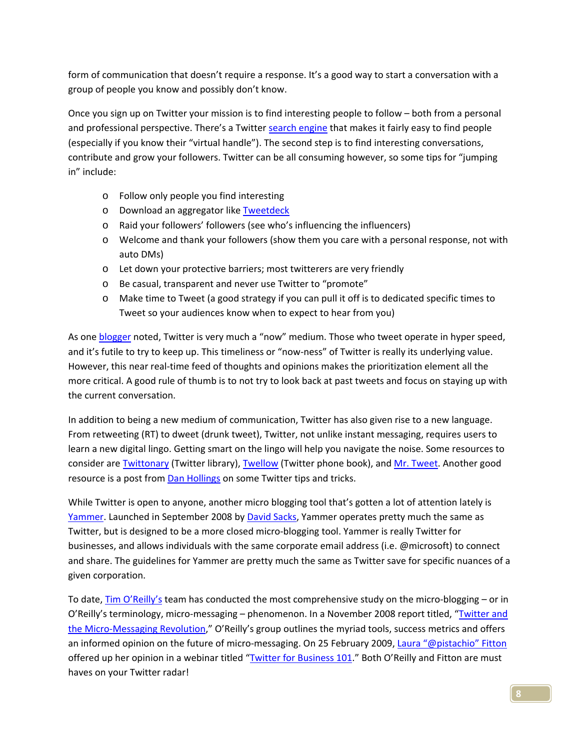form of communication that doesn't require a response. It's a good way to start a conversation with a group of people you know and possibly don't know.

Once you sign up on Twitter your mission is to find interesting people to follow – both from a personal and professional perspective. There's a Twitter search engine that makes it fairly easy to find people (especially if you know their "virtual handle"). The second step is to find interesting conversations, contribute and grow your followers. Twitter can be all consuming however, so some tips for "jumping in" include:

- Follow only people you find interesting
- Download an aggregator like Tweetdeck
- Raid your followers' followers (see who's influencing the influencers)
- Welcome and thank your followers (show them you care with a personal response, not with auto DMs)
- Let down your protective barriers; most twitterers are very friendly
- Be casual, transparent and never use Twitter to "promote"
- Make time to Tweet (a good strategy if you can pull it off is to dedicated specific times to Tweet so your audiences know when to expect to hear from you)

As one blogger noted, Twitter is very much a "now" medium. Those who tweet operate in hyper speed, and it's futile to try to keep up. This timeliness or "now-ness" of Twitter is really its underlying value. However, this near real-time feed of thoughts and opinions makes the prioritization element all the more critical. A good rule of thumb is to not try to look back at past tweets and focus on staying up with the current conversation.

In addition to being a new medium of communication, Twitter has also given rise to a new language. From retweeting (RT) to dweet (drunk tweet), Twitter, not unlike instant messaging, requires users to learn a new digital lingo. Getting smart on the lingo will help you navigate the noise. Some resources to consider are Twittonary (Twitter library), Twellow (Twitter phone book), and Mr. Tweet. Another good resource is a post from Dan Hollings on some Twitter tips and tricks.

While Twitter is open to anyone, another micro blogging tool that's gotten a lot of attention lately is Yammer. Launched in September 2008 by David Sacks, Yammer operates pretty much the same as Twitter, but is designed to be a more closed micro-blogging tool. Yammer is really Twitter for businesses, and allows individuals with the same corporate email address (i.e. @microsoft) to connect and share. The guidelines for Yammer are pretty much the same as Twitter save for specific nuances of a given corporation.

To date, Tim O'Reilly's team has conducted the most comprehensive study on the micro-blogging – or in O'Reilly's terminology, micro-messaging – phenomenon. In a November 2008 report titled, "Twitter and the Micro-Messaging Revolution," O'Reilly's group outlines the myriad tools, success metrics and offers an informed opinion on the future of micro-messaging. On 25 February 2009, Laura "@pistachio" Fitton offered up her opinion in a webinar titled "Twitter for Business 101." Both O'Reilly and Fitton are must haves on your Twitter radar!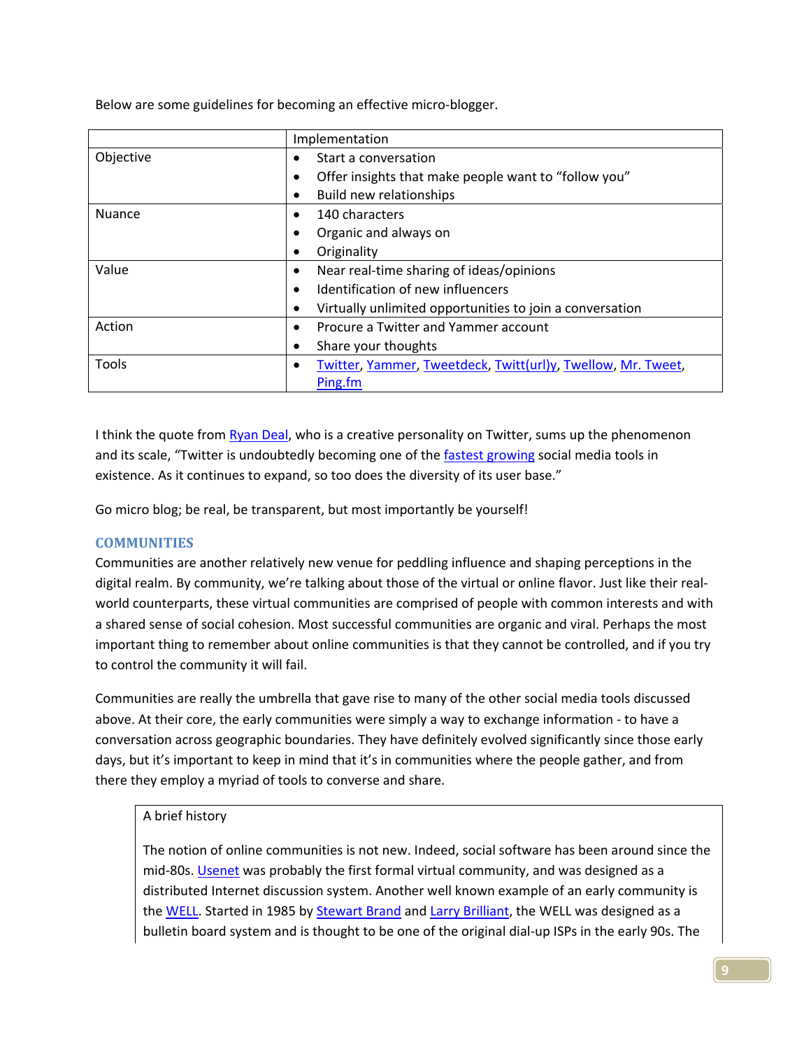Below are some guidelines for becoming an effective micro-blogger.

| | Implementation |
|---|---|
| Objective | • Start a conversation<br>• Offer insights that make people want to "follow you"<br>• Build new relationships |
| Nuance | • 140 characters<br>• Organic and always on<br>• Originality |
| Value | • Near real-time sharing of ideas/opinions<br>• Identification of new influencers<br>• Virtually unlimited opportunities to join a conversation |
| Action | • Procure a Twitter and Yammer account<br>• Share your thoughts |
| Tools | • Twitter, Yammer, Tweetdeck, Twitt(url)y, Twellow, Mr. Tweet, Ping.fm |

I think the quote from Ryan Deal, who is a creative personality on Twitter, sums up the phenomenon and its scale, "Twitter is undoubtedly becoming one of the fastest growing social media tools in existence. As it continues to expand, so too does the diversity of its user base."

Go micro blog; be real, be transparent, but most importantly be yourself!

### COMMUNITIES

Communities are another relatively new venue for peddling influence and shaping perceptions in the digital realm. By community, we're talking about those of the virtual or online flavor. Just like their real-world counterparts, these virtual communities are comprised of people with common interests and with a shared sense of social cohesion. Most successful communities are organic and viral. Perhaps the most important thing to remember about online communities is that they cannot be controlled, and if you try to control the community it will fail.

Communities are really the umbrella that gave rise to many of the other social media tools discussed above. At their core, the early communities were simply a way to exchange information - to have a conversation across geographic boundaries. They have definitely evolved significantly since those early days, but it's important to keep in mind that it's in communities where the people gather, and from there they employ a myriad of tools to converse and share.

A brief history

The notion of online communities is not new. Indeed, social software has been around since the mid-80s. Usenet was probably the first formal virtual community, and was designed as a distributed Internet discussion system. Another well known example of an early community is the WELL. Started in 1985 by Stewart Brand and Larry Brilliant, the WELL was designed as a bulletin board system and is thought to be one of the original dial-up ISPs in the early 90s. The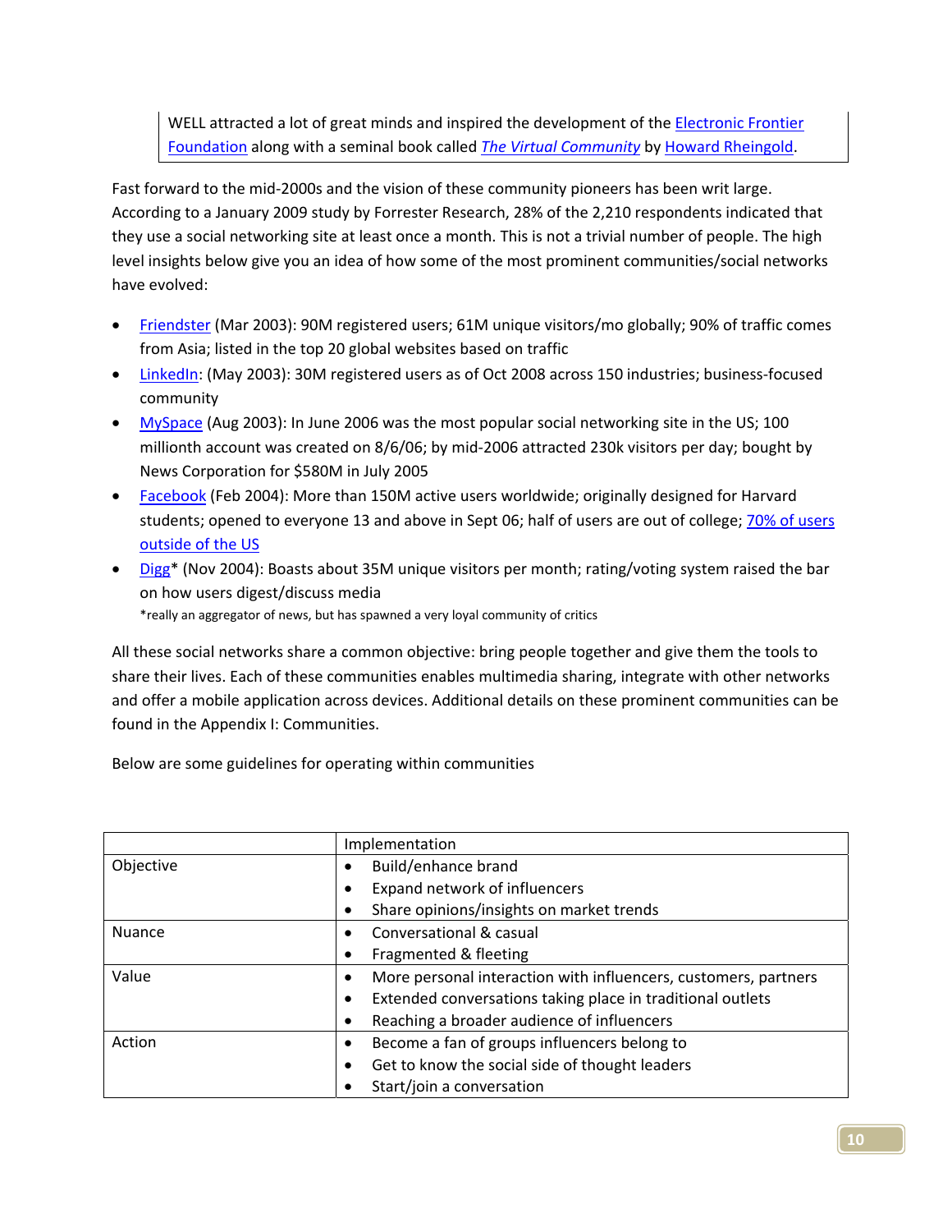> WELL attracted a lot of great minds and inspired the development of the Electronic Frontier Foundation along with a seminal book called *The Virtual Community* by Howard Rheingold.

Fast forward to the mid-2000s and the vision of these community pioneers has been writ large. According to a January 2009 study by Forrester Research, 28% of the 2,210 respondents indicated that they use a social networking site at least once a month. This is not a trivial number of people. The high level insights below give you an idea of how some of the most prominent communities/social networks have evolved:

- Friendster (Mar 2003): 90M registered users; 61M unique visitors/mo globally; 90% of traffic comes from Asia; listed in the top 20 global websites based on traffic
- LinkedIn: (May 2003): 30M registered users as of Oct 2008 across 150 industries; business-focused community
- MySpace (Aug 2003): In June 2006 was the most popular social networking site in the US; 100 millionth account was created on 8/6/06; by mid-2006 attracted 230k visitors per day; bought by News Corporation for $580M in July 2005
- Facebook (Feb 2004): More than 150M active users worldwide; originally designed for Harvard students; opened to everyone 13 and above in Sept 06; half of users are out of college; 70% of users outside of the US
- Digg* (Nov 2004): Boasts about 35M unique visitors per month; rating/voting system raised the bar on how users digest/discuss media
  *really an aggregator of news, but has spawned a very loyal community of critics

All these social networks share a common objective: bring people together and give them the tools to share their lives. Each of these communities enables multimedia sharing, integrate with other networks and offer a mobile application across devices. Additional details on these prominent communities can be found in the Appendix I: Communities.

Below are some guidelines for operating within communities

| | Implementation |
|---|---|
| Objective | • Build/enhance brand<br>• Expand network of influencers<br>• Share opinions/insights on market trends |
| Nuance | • Conversational & casual<br>• Fragmented & fleeting |
| Value | • More personal interaction with influencers, customers, partners<br>• Extended conversations taking place in traditional outlets<br>• Reaching a broader audience of influencers |
| Action | • Become a fan of groups influencers belong to<br>• Get to know the social side of thought leaders<br>• Start/join a conversation |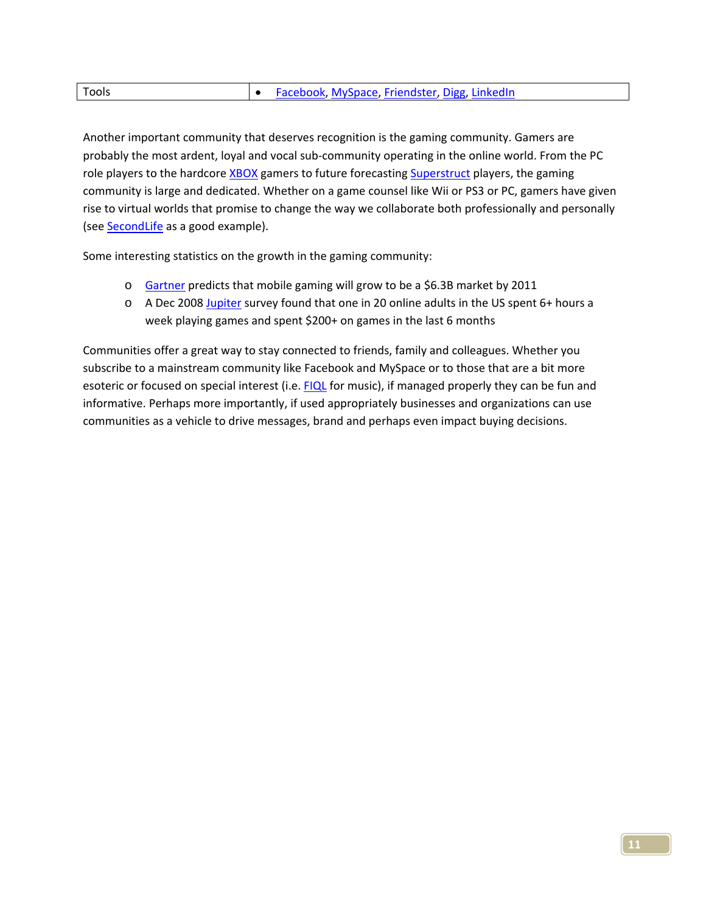| Tools | • Facebook, MySpace, Friendster, Digg, LinkedIn |
|---|---|

Another important community that deserves recognition is the gaming community. Gamers are probably the most ardent, loyal and vocal sub-community operating in the online world. From the PC role players to the hardcore XBOX gamers to future forecasting Superstruct players, the gaming community is large and dedicated. Whether on a game counsel like Wii or PS3 or PC, gamers have given rise to virtual worlds that promise to change the way we collaborate both professionally and personally (see SecondLife as a good example).

Some interesting statistics on the growth in the gaming community:

- Gartner predicts that mobile gaming will grow to be a $6.3B market by 2011
- A Dec 2008 Jupiter survey found that one in 20 online adults in the US spent 6+ hours a week playing games and spent $200+ on games in the last 6 months

Communities offer a great way to stay connected to friends, family and colleagues. Whether you subscribe to a mainstream community like Facebook and MySpace or to those that are a bit more esoteric or focused on special interest (i.e. FIQL for music), if managed properly they can be fun and informative. Perhaps more importantly, if used appropriately businesses and organizations can use communities as a vehicle to drive messages, brand and perhaps even impact buying decisions.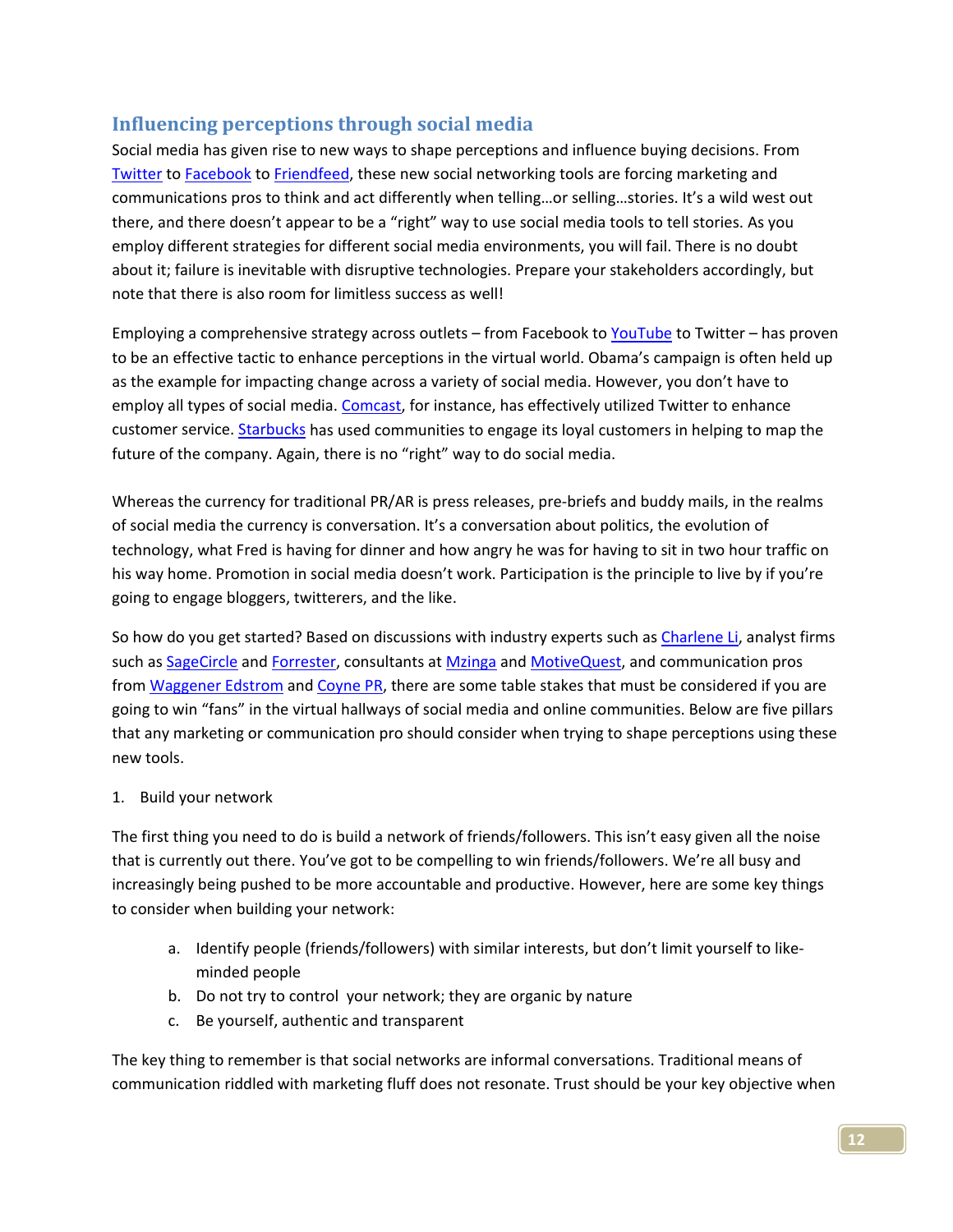## Influencing perceptions through social media

Social media has given rise to new ways to shape perceptions and influence buying decisions. From Twitter to Facebook to Friendfeed, these new social networking tools are forcing marketing and communications pros to think and act differently when telling…or selling…stories. It's a wild west out there, and there doesn't appear to be a "right" way to use social media tools to tell stories. As you employ different strategies for different social media environments, you will fail. There is no doubt about it; failure is inevitable with disruptive technologies. Prepare your stakeholders accordingly, but note that there is also room for limitless success as well!

Employing a comprehensive strategy across outlets – from Facebook to YouTube to Twitter – has proven to be an effective tactic to enhance perceptions in the virtual world. Obama's campaign is often held up as the example for impacting change across a variety of social media. However, you don't have to employ all types of social media. Comcast, for instance, has effectively utilized Twitter to enhance customer service. Starbucks has used communities to engage its loyal customers in helping to map the future of the company. Again, there is no "right" way to do social media.

Whereas the currency for traditional PR/AR is press releases, pre-briefs and buddy mails, in the realms of social media the currency is conversation. It's a conversation about politics, the evolution of technology, what Fred is having for dinner and how angry he was for having to sit in two hour traffic on his way home. Promotion in social media doesn't work. Participation is the principle to live by if you're going to engage bloggers, twitterers, and the like.

So how do you get started? Based on discussions with industry experts such as Charlene Li, analyst firms such as SageCircle and Forrester, consultants at Mzinga and MotiveQuest, and communication pros from Waggener Edstrom and Coyne PR, there are some table stakes that must be considered if you are going to win "fans" in the virtual hallways of social media and online communities. Below are five pillars that any marketing or communication pro should consider when trying to shape perceptions using these new tools.

1. Build your network

The first thing you need to do is build a network of friends/followers. This isn't easy given all the noise that is currently out there. You've got to be compelling to win friends/followers. We're all busy and increasingly being pushed to be more accountable and productive. However, here are some key things to consider when building your network:

   a. Identify people (friends/followers) with similar interests, but don't limit yourself to like-minded people
   b. Do not try to control your network; they are organic by nature
   c. Be yourself, authentic and transparent

The key thing to remember is that social networks are informal conversations. Traditional means of communication riddled with marketing fluff does not resonate. Trust should be your key objective when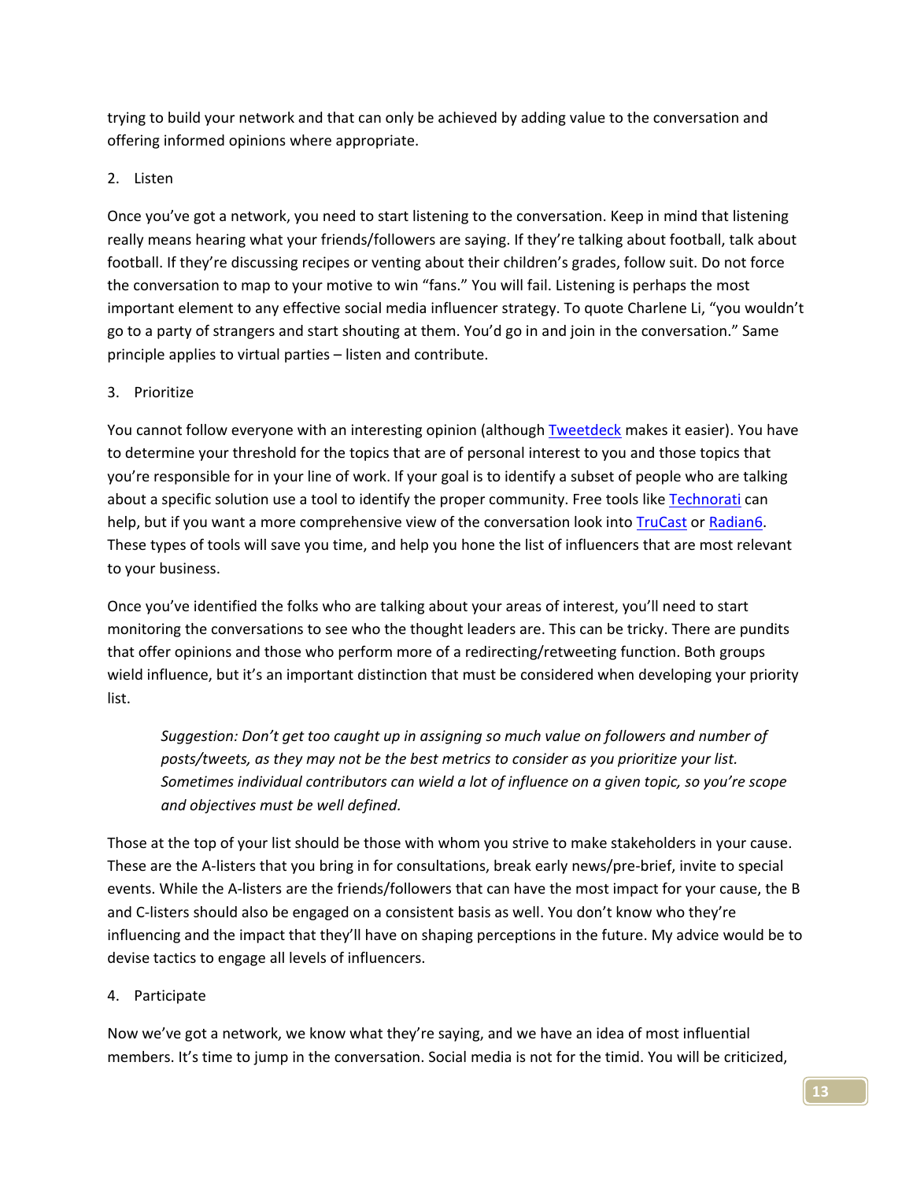trying to build your network and that can only be achieved by adding value to the conversation and offering informed opinions where appropriate.

2. Listen

Once you've got a network, you need to start listening to the conversation. Keep in mind that listening really means hearing what your friends/followers are saying. If they're talking about football, talk about football. If they're discussing recipes or venting about their children's grades, follow suit. Do not force the conversation to map to your motive to win "fans." You will fail. Listening is perhaps the most important element to any effective social media influencer strategy. To quote Charlene Li, "you wouldn't go to a party of strangers and start shouting at them. You'd go in and join in the conversation." Same principle applies to virtual parties – listen and contribute.

3. Prioritize

You cannot follow everyone with an interesting opinion (although [Tweetdeck](Tweetdeck) makes it easier). You have to determine your threshold for the topics that are of personal interest to you and those topics that you're responsible for in your line of work. If your goal is to identify a subset of people who are talking about a specific solution use a tool to identify the proper community. Free tools like [Technorati](Technorati) can help, but if you want a more comprehensive view of the conversation look into [TruCast](TruCast) or [Radian6](Radian6). These types of tools will save you time, and help you hone the list of influencers that are most relevant to your business.

Once you've identified the folks who are talking about your areas of interest, you'll need to start monitoring the conversations to see who the thought leaders are. This can be tricky. There are pundits that offer opinions and those who perform more of a redirecting/retweeting function. Both groups wield influence, but it's an important distinction that must be considered when developing your priority list.

> *Suggestion: Don't get too caught up in assigning so much value on followers and number of posts/tweets, as they may not be the best metrics to consider as you prioritize your list. Sometimes individual contributors can wield a lot of influence on a given topic, so you're scope and objectives must be well defined.*

Those at the top of your list should be those with whom you strive to make stakeholders in your cause. These are the A-listers that you bring in for consultations, break early news/pre-brief, invite to special events. While the A-listers are the friends/followers that can have the most impact for your cause, the B and C-listers should also be engaged on a consistent basis as well. You don't know who they're influencing and the impact that they'll have on shaping perceptions in the future. My advice would be to devise tactics to engage all levels of influencers.

4. Participate

Now we've got a network, we know what they're saying, and we have an idea of most influential members. It's time to jump in the conversation. Social media is not for the timid. You will be criticized,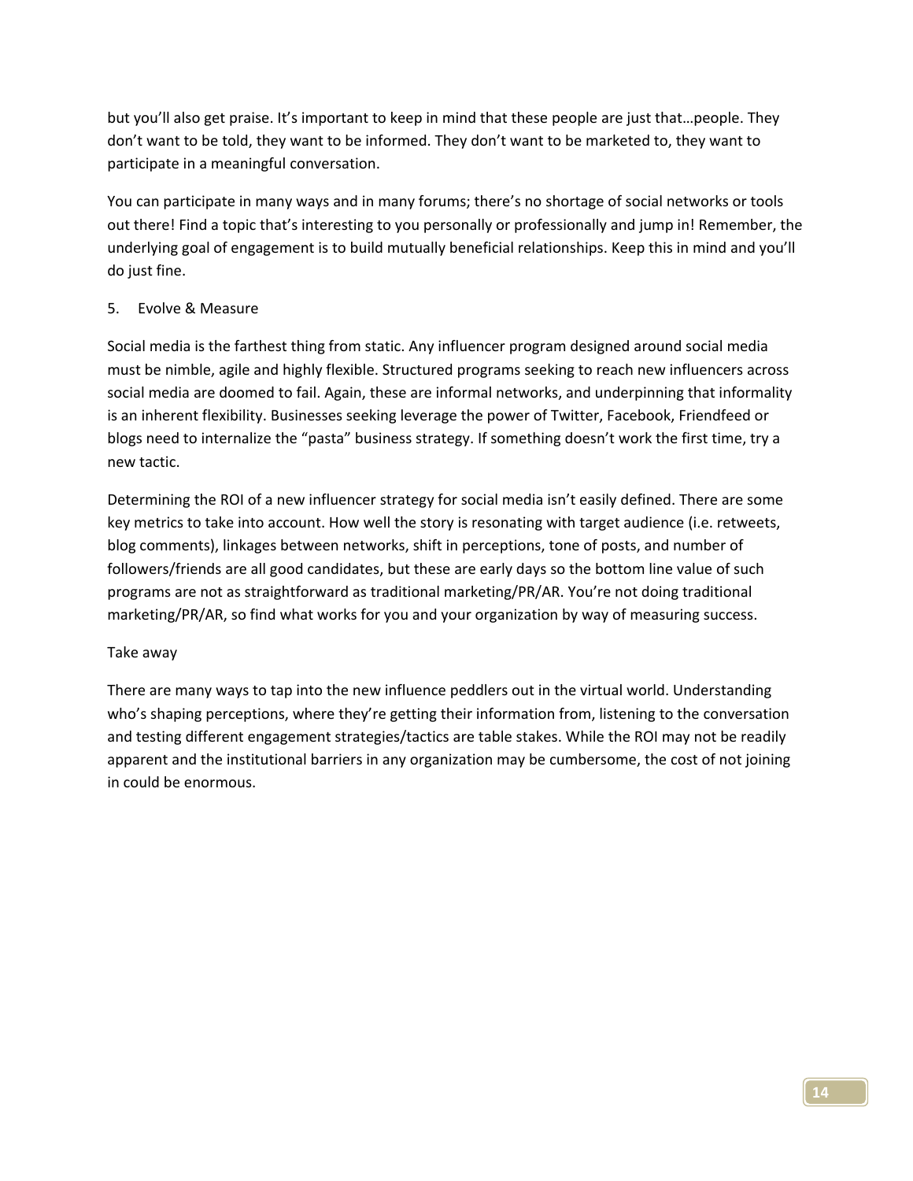but you'll also get praise. It's important to keep in mind that these people are just that…people. They don't want to be told, they want to be informed. They don't want to be marketed to, they want to participate in a meaningful conversation.

You can participate in many ways and in many forums; there's no shortage of social networks or tools out there! Find a topic that's interesting to you personally or professionally and jump in! Remember, the underlying goal of engagement is to build mutually beneficial relationships. Keep this in mind and you'll do just fine.

5. Evolve & Measure

Social media is the farthest thing from static. Any influencer program designed around social media must be nimble, agile and highly flexible. Structured programs seeking to reach new influencers across social media are doomed to fail. Again, these are informal networks, and underpinning that informality is an inherent flexibility. Businesses seeking leverage the power of Twitter, Facebook, Friendfeed or blogs need to internalize the "pasta" business strategy. If something doesn't work the first time, try a new tactic.

Determining the ROI of a new influencer strategy for social media isn't easily defined. There are some key metrics to take into account. How well the story is resonating with target audience (i.e. retweets, blog comments), linkages between networks, shift in perceptions, tone of posts, and number of followers/friends are all good candidates, but these are early days so the bottom line value of such programs are not as straightforward as traditional marketing/PR/AR. You're not doing traditional marketing/PR/AR, so find what works for you and your organization by way of measuring success.

Take away

There are many ways to tap into the new influence peddlers out in the virtual world. Understanding who's shaping perceptions, where they're getting their information from, listening to the conversation and testing different engagement strategies/tactics are table stakes. While the ROI may not be readily apparent and the institutional barriers in any organization may be cumbersome, the cost of not joining in could be enormous.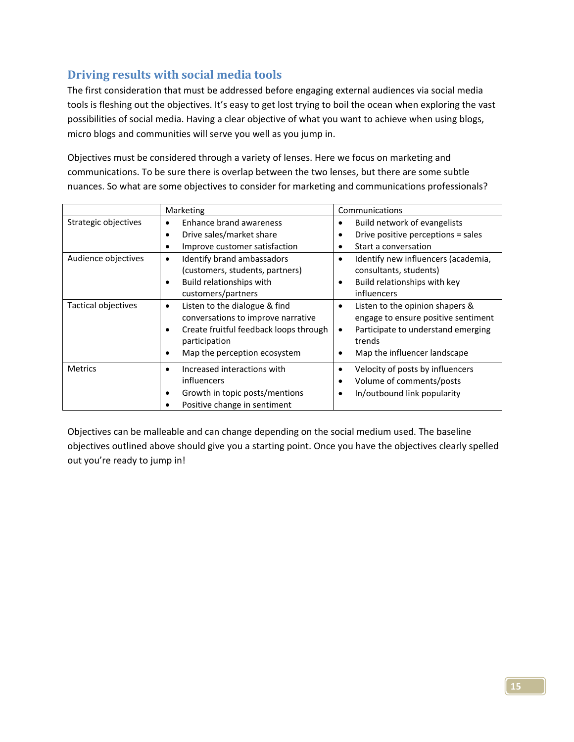## Driving results with social media tools

The first consideration that must be addressed before engaging external audiences via social media tools is fleshing out the objectives. It's easy to get lost trying to boil the ocean when exploring the vast possibilities of social media. Having a clear objective of what you want to achieve when using blogs, micro blogs and communities will serve you well as you jump in.

Objectives must be considered through a variety of lenses. Here we focus on marketing and communications. To be sure there is overlap between the two lenses, but there are some subtle nuances. So what are some objectives to consider for marketing and communications professionals?

| | Marketing | Communications |
|---|---|---|
| Strategic objectives | • Enhance brand awareness<br>• Drive sales/market share<br>• Improve customer satisfaction | • Build network of evangelists<br>• Drive positive perceptions = sales<br>• Start a conversation |
| Audience objectives | • Identify brand ambassadors (customers, students, partners)<br>• Build relationships with customers/partners | • Identify new influencers (academia, consultants, students)<br>• Build relationships with key influencers |
| Tactical objectives | • Listen to the dialogue & find conversations to improve narrative<br>• Create fruitful feedback loops through participation<br>• Map the perception ecosystem | • Listen to the opinion shapers & engage to ensure positive sentiment<br>• Participate to understand emerging trends<br>• Map the influencer landscape |
| Metrics | • Increased interactions with influencers<br>• Growth in topic posts/mentions<br>• Positive change in sentiment | • Velocity of posts by influencers<br>• Volume of comments/posts<br>• In/outbound link popularity |

Objectives can be malleable and can change depending on the social medium used. The baseline objectives outlined above should give you a starting point. Once you have the objectives clearly spelled out you're ready to jump in!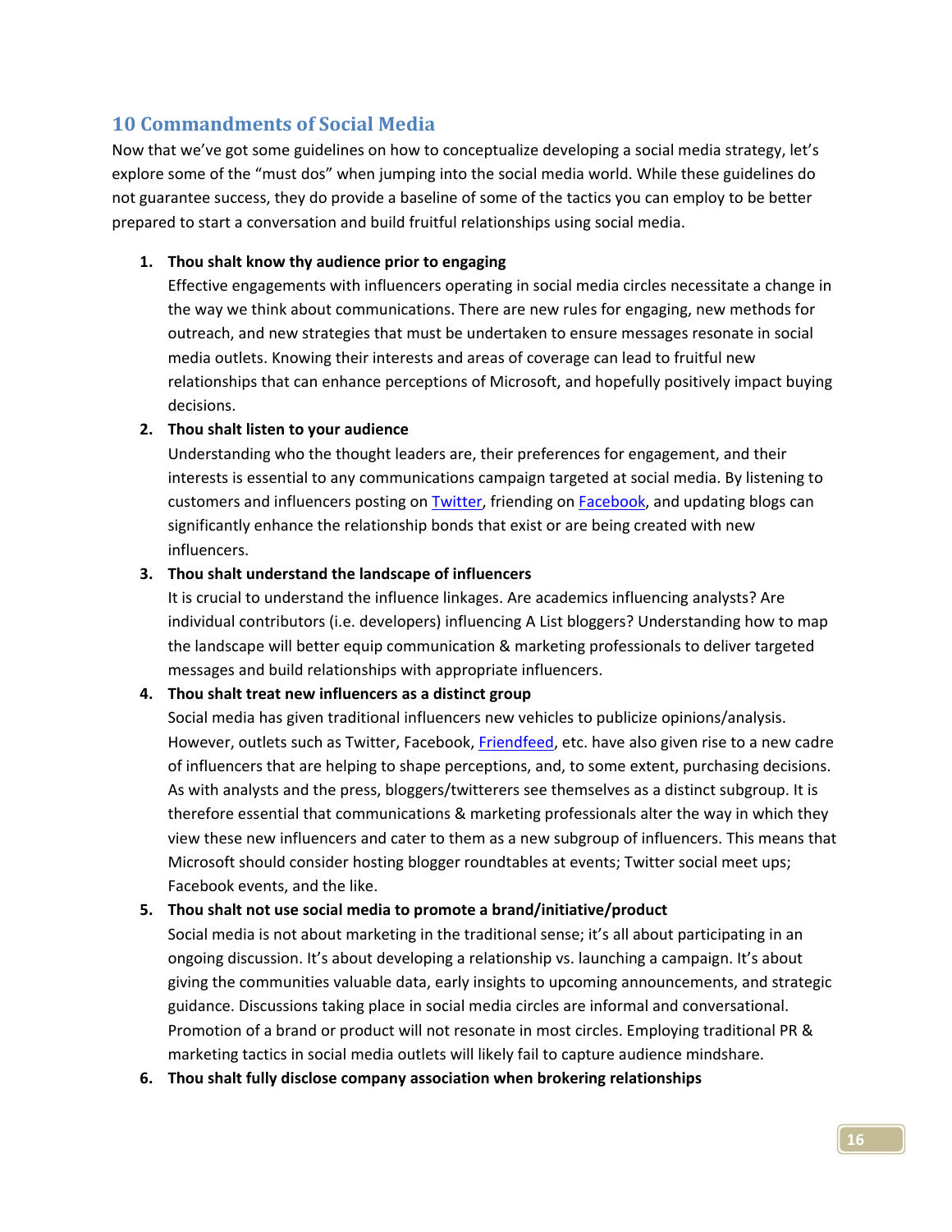## 10 Commandments of Social Media

Now that we've got some guidelines on how to conceptualize developing a social media strategy, let's explore some of the "must dos" when jumping into the social media world. While these guidelines do not guarantee success, they do provide a baseline of some of the tactics you can employ to be better prepared to start a conversation and build fruitful relationships using social media.

1. **Thou shalt know thy audience prior to engaging**
   Effective engagements with influencers operating in social media circles necessitate a change in the way we think about communications. There are new rules for engaging, new methods for outreach, and new strategies that must be undertaken to ensure messages resonate in social media outlets. Knowing their interests and areas of coverage can lead to fruitful new relationships that can enhance perceptions of Microsoft, and hopefully positively impact buying decisions.
2. **Thou shalt listen to your audience**
   Understanding who the thought leaders are, their preferences for engagement, and their interests is essential to any communications campaign targeted at social media. By listening to customers and influencers posting on Twitter, friending on Facebook, and updating blogs can significantly enhance the relationship bonds that exist or are being created with new influencers.
3. **Thou shalt understand the landscape of influencers**
   It is crucial to understand the influence linkages. Are academics influencing analysts? Are individual contributors (i.e. developers) influencing A List bloggers? Understanding how to map the landscape will better equip communication & marketing professionals to deliver targeted messages and build relationships with appropriate influencers.
4. **Thou shalt treat new influencers as a distinct group**
   Social media has given traditional influencers new vehicles to publicize opinions/analysis. However, outlets such as Twitter, Facebook, Friendfeed, etc. have also given rise to a new cadre of influencers that are helping to shape perceptions, and, to some extent, purchasing decisions. As with analysts and the press, bloggers/twitterers see themselves as a distinct subgroup. It is therefore essential that communications & marketing professionals alter the way in which they view these new influencers and cater to them as a new subgroup of influencers. This means that Microsoft should consider hosting blogger roundtables at events; Twitter social meet ups; Facebook events, and the like.
5. **Thou shalt not use social media to promote a brand/initiative/product**
   Social media is not about marketing in the traditional sense; it's all about participating in an ongoing discussion. It's about developing a relationship vs. launching a campaign. It's about giving the communities valuable data, early insights to upcoming announcements, and strategic guidance. Discussions taking place in social media circles are informal and conversational. Promotion of a brand or product will not resonate in most circles. Employing traditional PR & marketing tactics in social media outlets will likely fail to capture audience mindshare.
6. **Thou shalt fully disclose company association when brokering relationships**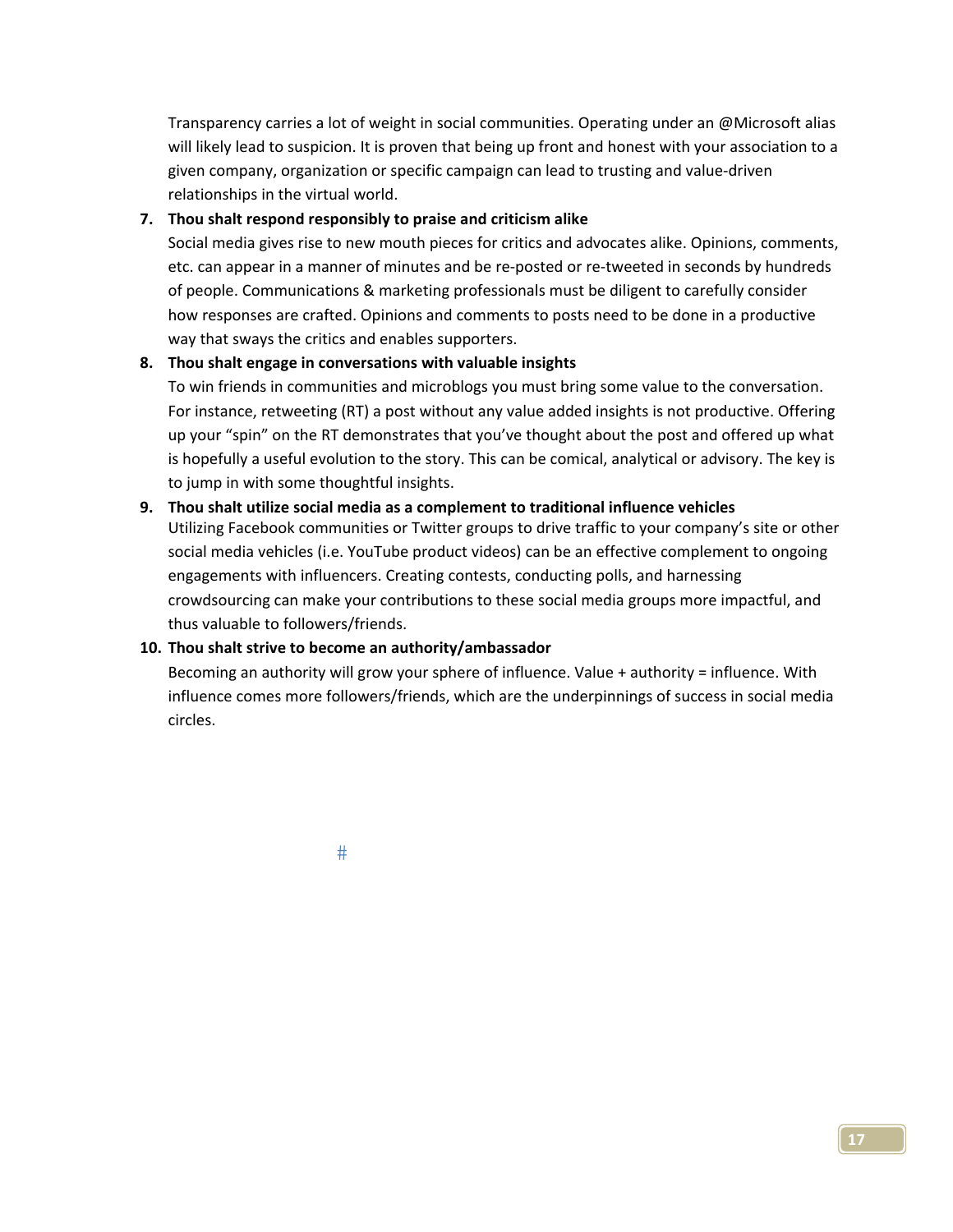Transparency carries a lot of weight in social communities. Operating under an @Microsoft alias will likely lead to suspicion. It is proven that being up front and honest with your association to a given company, organization or specific campaign can lead to trusting and value-driven relationships in the virtual world.

7. **Thou shalt respond responsibly to praise and criticism alike**
   Social media gives rise to new mouth pieces for critics and advocates alike. Opinions, comments, etc. can appear in a manner of minutes and be re-posted or re-tweeted in seconds by hundreds of people. Communications & marketing professionals must be diligent to carefully consider how responses are crafted. Opinions and comments to posts need to be done in a productive way that sways the critics and enables supporters.
8. **Thou shalt engage in conversations with valuable insights**
   To win friends in communities and microblogs you must bring some value to the conversation. For instance, retweeting (RT) a post without any value added insights is not productive. Offering up your "spin" on the RT demonstrates that you've thought about the post and offered up what is hopefully a useful evolution to the story. This can be comical, analytical or advisory. The key is to jump in with some thoughtful insights.
9. **Thou shalt utilize social media as a complement to traditional influence vehicles**
   Utilizing Facebook communities or Twitter groups to drive traffic to your company's site or other social media vehicles (i.e. YouTube product videos) can be an effective complement to ongoing engagements with influencers. Creating contests, conducting polls, and harnessing crowdsourcing can make your contributions to these social media groups more impactful, and thus valuable to followers/friends.
10. **Thou shalt strive to become an authority/ambassador**
    Becoming an authority will grow your sphere of influence. Value + authority = influence. With influence comes more followers/friends, which are the underpinnings of success in social media circles.

#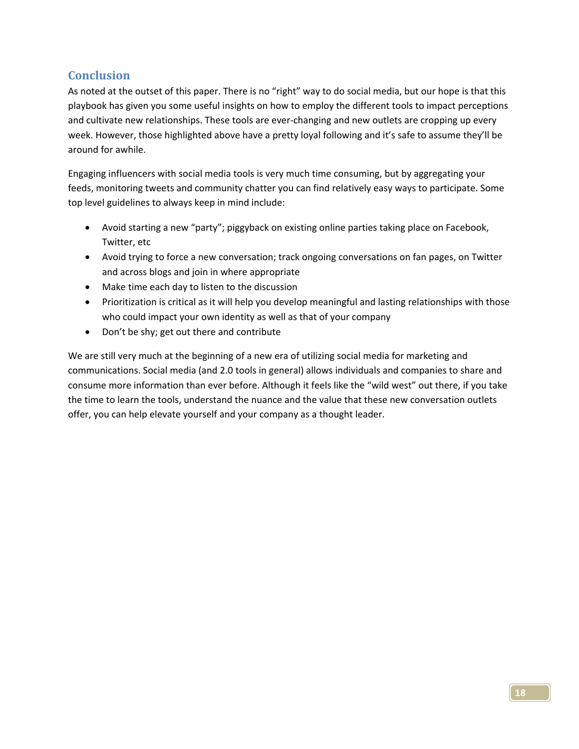## Conclusion

As noted at the outset of this paper. There is no "right" way to do social media, but our hope is that this playbook has given you some useful insights on how to employ the different tools to impact perceptions and cultivate new relationships. These tools are ever-changing and new outlets are cropping up every week. However, those highlighted above have a pretty loyal following and it's safe to assume they'll be around for awhile.

Engaging influencers with social media tools is very much time consuming, but by aggregating your feeds, monitoring tweets and community chatter you can find relatively easy ways to participate. Some top level guidelines to always keep in mind include:

- Avoid starting a new "party"; piggyback on existing online parties taking place on Facebook, Twitter, etc
- Avoid trying to force a new conversation; track ongoing conversations on fan pages, on Twitter and across blogs and join in where appropriate
- Make time each day to listen to the discussion
- Prioritization is critical as it will help you develop meaningful and lasting relationships with those who could impact your own identity as well as that of your company
- Don't be shy; get out there and contribute

We are still very much at the beginning of a new era of utilizing social media for marketing and communications. Social media (and 2.0 tools in general) allows individuals and companies to share and consume more information than ever before. Although it feels like the "wild west" out there, if you take the time to learn the tools, understand the nuance and the value that these new conversation outlets offer, you can help elevate yourself and your company as a thought leader.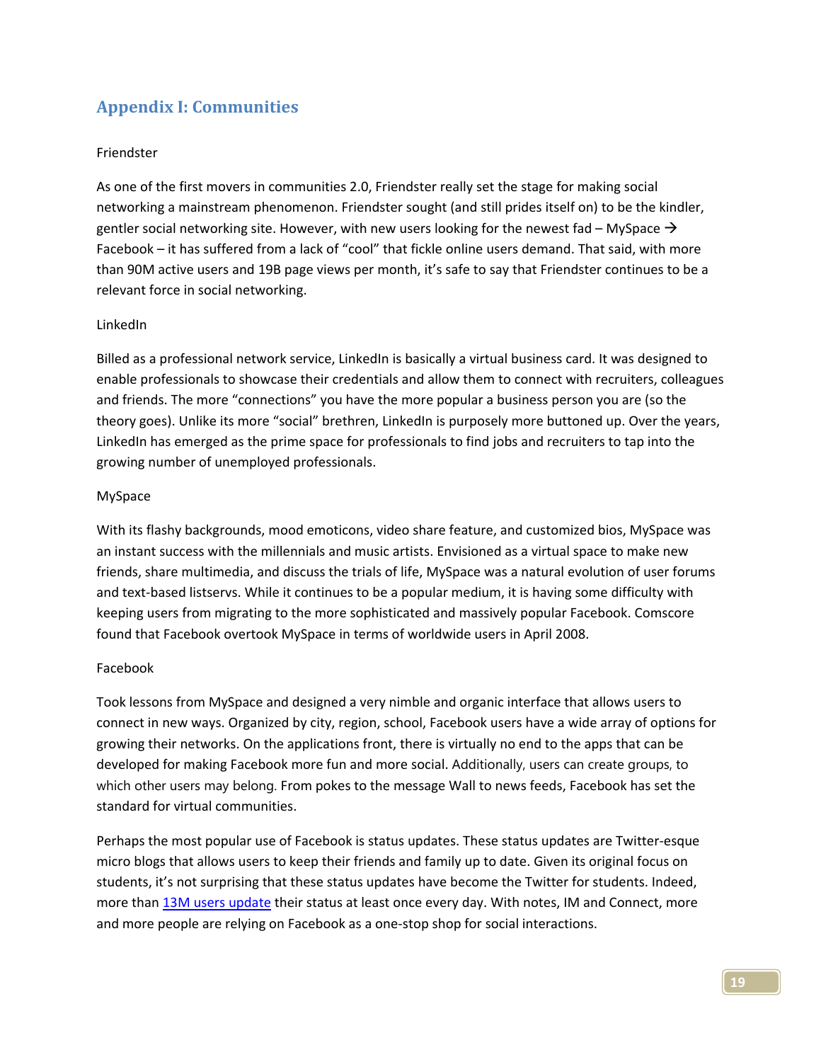## Appendix I: Communities

Friendster

As one of the first movers in communities 2.0, Friendster really set the stage for making social networking a mainstream phenomenon. Friendster sought (and still prides itself on) to be the kindler, gentler social networking site. However, with new users looking for the newest fad – MySpace → Facebook – it has suffered from a lack of "cool" that fickle online users demand. That said, with more than 90M active users and 19B page views per month, it's safe to say that Friendster continues to be a relevant force in social networking.

LinkedIn

Billed as a professional network service, LinkedIn is basically a virtual business card. It was designed to enable professionals to showcase their credentials and allow them to connect with recruiters, colleagues and friends. The more "connections" you have the more popular a business person you are (so the theory goes). Unlike its more "social" brethren, LinkedIn is purposely more buttoned up. Over the years, LinkedIn has emerged as the prime space for professionals to find jobs and recruiters to tap into the growing number of unemployed professionals.

MySpace

With its flashy backgrounds, mood emoticons, video share feature, and customized bios, MySpace was an instant success with the millennials and music artists. Envisioned as a virtual space to make new friends, share multimedia, and discuss the trials of life, MySpace was a natural evolution of user forums and text-based listservs. While it continues to be a popular medium, it is having some difficulty with keeping users from migrating to the more sophisticated and massively popular Facebook. Comscore found that Facebook overtook MySpace in terms of worldwide users in April 2008.

Facebook

Took lessons from MySpace and designed a very nimble and organic interface that allows users to connect in new ways. Organized by city, region, school, Facebook users have a wide array of options for growing their networks. On the applications front, there is virtually no end to the apps that can be developed for making Facebook more fun and more social. Additionally, users can create groups, to which other users may belong. From pokes to the message Wall to news feeds, Facebook has set the standard for virtual communities.

Perhaps the most popular use of Facebook is status updates. These status updates are Twitter-esque micro blogs that allows users to keep their friends and family up to date. Given its original focus on students, it's not surprising that these status updates have become the Twitter for students. Indeed, more than 13M users update their status at least once every day. With notes, IM and Connect, more and more people are relying on Facebook as a one-stop shop for social interactions.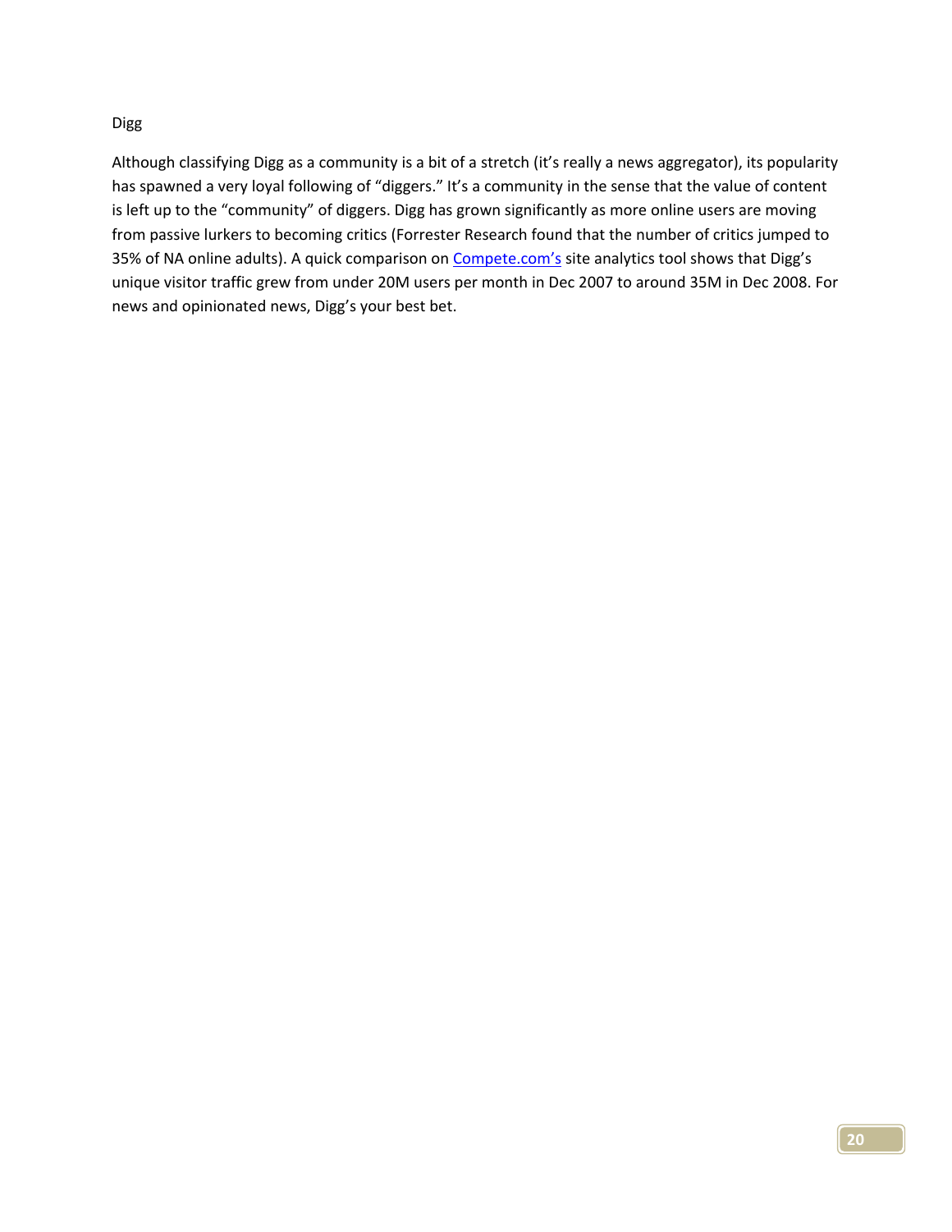### Digg

Although classifying Digg as a community is a bit of a stretch (it's really a news aggregator), its popularity has spawned a very loyal following of "diggers." It's a community in the sense that the value of content is left up to the "community" of diggers. Digg has grown significantly as more online users are moving from passive lurkers to becoming critics (Forrester Research found that the number of critics jumped to 35% of NA online adults). A quick comparison on Compete.com's site analytics tool shows that Digg's unique visitor traffic grew from under 20M users per month in Dec 2007 to around 35M in Dec 2008. For news and opinionated news, Digg's your best bet.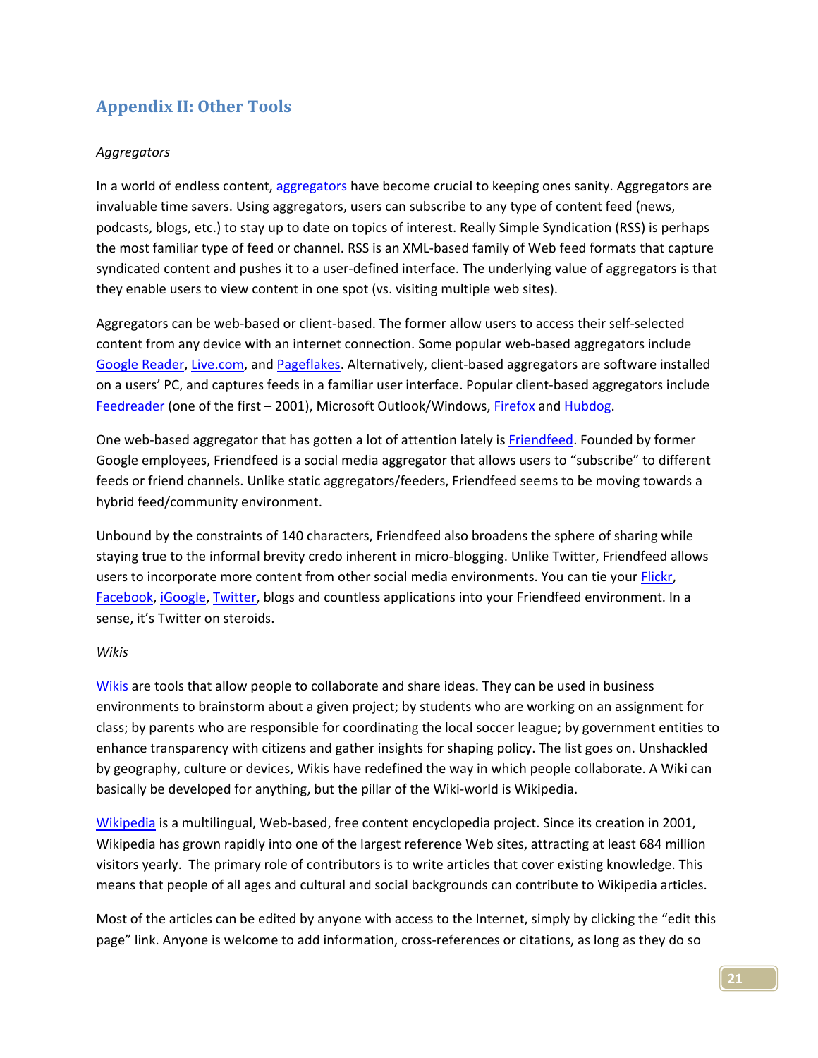## Appendix II: Other Tools

*Aggregators*

In a world of endless content, aggregators have become crucial to keeping ones sanity. Aggregators are invaluable time savers. Using aggregators, users can subscribe to any type of content feed (news, podcasts, blogs, etc.) to stay up to date on topics of interest. Really Simple Syndication (RSS) is perhaps the most familiar type of feed or channel. RSS is an XML-based family of Web feed formats that capture syndicated content and pushes it to a user-defined interface. The underlying value of aggregators is that they enable users to view content in one spot (vs. visiting multiple web sites).

Aggregators can be web-based or client-based. The former allow users to access their self-selected content from any device with an internet connection. Some popular web-based aggregators include Google Reader, Live.com, and Pageflakes. Alternatively, client-based aggregators are software installed on a users' PC, and captures feeds in a familiar user interface. Popular client-based aggregators include Feedreader (one of the first – 2001), Microsoft Outlook/Windows, Firefox and Hubdog.

One web-based aggregator that has gotten a lot of attention lately is Friendfeed. Founded by former Google employees, Friendfeed is a social media aggregator that allows users to "subscribe" to different feeds or friend channels. Unlike static aggregators/feeders, Friendfeed seems to be moving towards a hybrid feed/community environment.

Unbound by the constraints of 140 characters, Friendfeed also broadens the sphere of sharing while staying true to the informal brevity credo inherent in micro-blogging. Unlike Twitter, Friendfeed allows users to incorporate more content from other social media environments. You can tie your Flickr, Facebook, iGoogle, Twitter, blogs and countless applications into your Friendfeed environment. In a sense, it's Twitter on steroids.

*Wikis*

Wikis are tools that allow people to collaborate and share ideas. They can be used in business environments to brainstorm about a given project; by students who are working on an assignment for class; by parents who are responsible for coordinating the local soccer league; by government entities to enhance transparency with citizens and gather insights for shaping policy. The list goes on. Unshackled by geography, culture or devices, Wikis have redefined the way in which people collaborate. A Wiki can basically be developed for anything, but the pillar of the Wiki-world is Wikipedia.

Wikipedia is a multilingual, Web-based, free content encyclopedia project. Since its creation in 2001, Wikipedia has grown rapidly into one of the largest reference Web sites, attracting at least 684 million visitors yearly. The primary role of contributors is to write articles that cover existing knowledge. This means that people of all ages and cultural and social backgrounds can contribute to Wikipedia articles.

Most of the articles can be edited by anyone with access to the Internet, simply by clicking the "edit this page" link. Anyone is welcome to add information, cross-references or citations, as long as they do so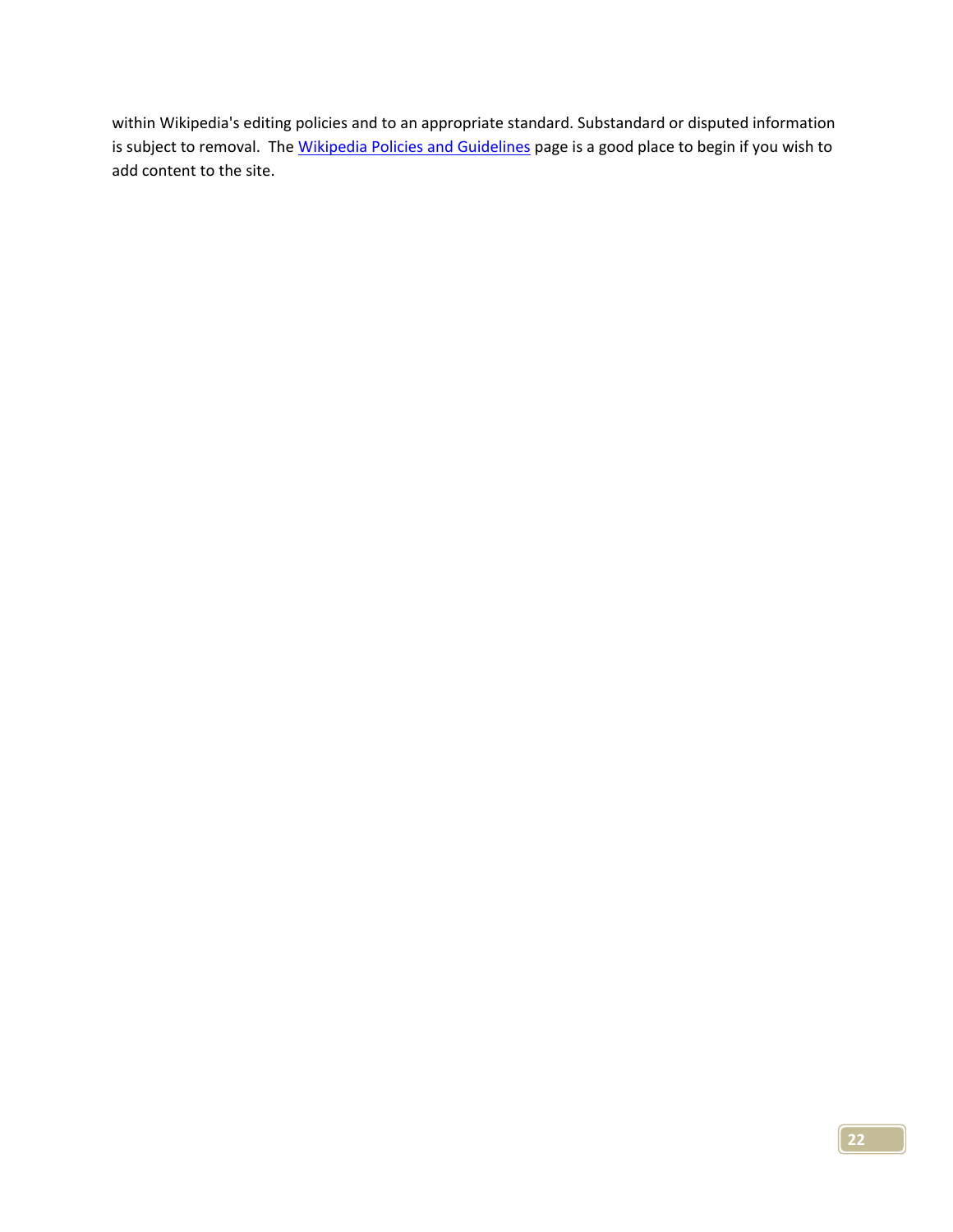within Wikipedia's editing policies and to an appropriate standard. Substandard or disputed information is subject to removal. The [Wikipedia Policies and Guidelines]() page is a good place to begin if you wish to add content to the site.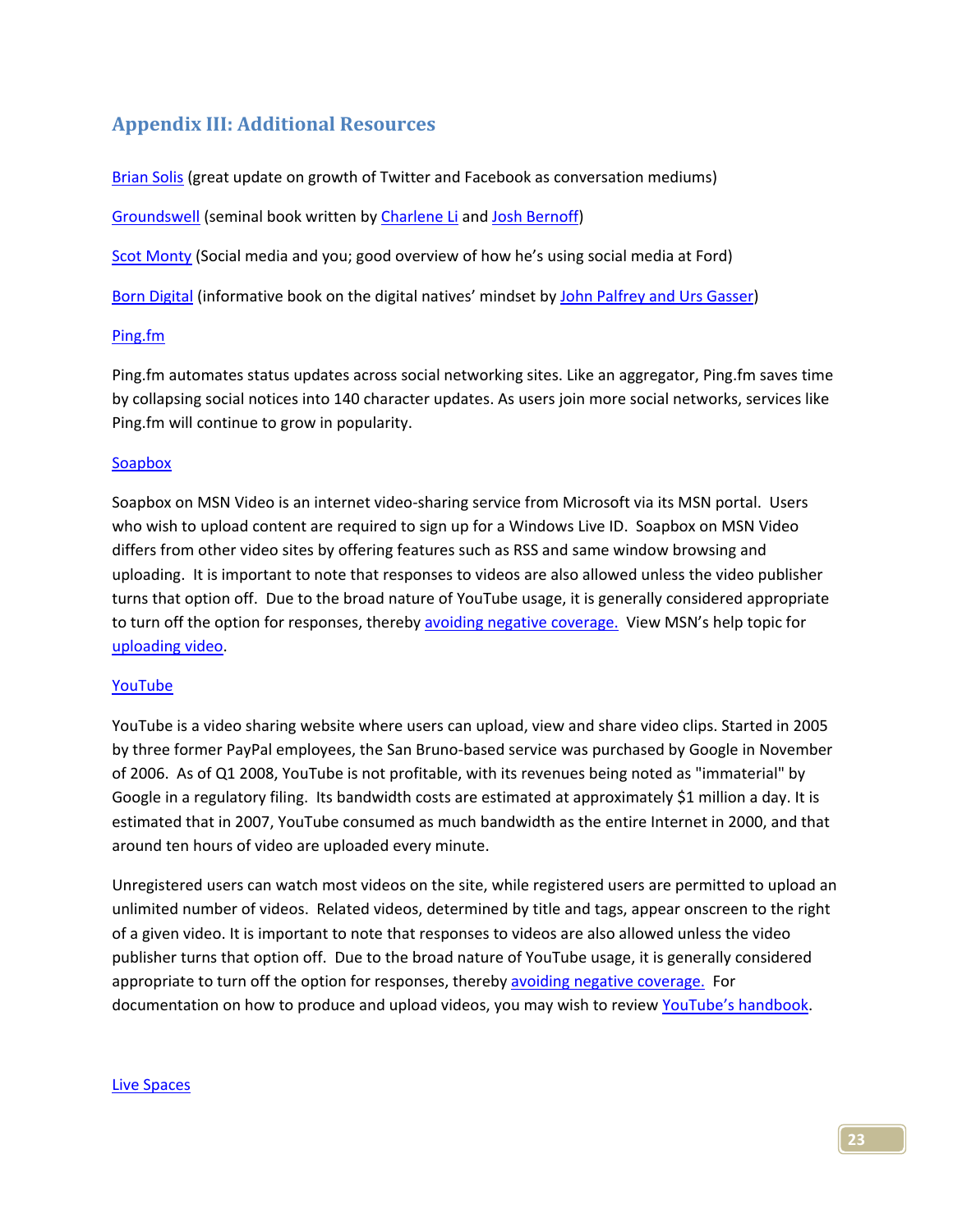## Appendix III: Additional Resources

Brian Solis (great update on growth of Twitter and Facebook as conversation mediums)

Groundswell (seminal book written by Charlene Li and Josh Bernoff)

Scot Monty (Social media and you; good overview of how he's using social media at Ford)

Born Digital (informative book on the digital natives' mindset by John Palfrey and Urs Gasser)

Ping.fm

Ping.fm automates status updates across social networking sites. Like an aggregator, Ping.fm saves time by collapsing social notices into 140 character updates. As users join more social networks, services like Ping.fm will continue to grow in popularity.

Soapbox

Soapbox on MSN Video is an internet video-sharing service from Microsoft via its MSN portal. Users who wish to upload content are required to sign up for a Windows Live ID. Soapbox on MSN Video differs from other video sites by offering features such as RSS and same window browsing and uploading. It is important to note that responses to videos are also allowed unless the video publisher turns that option off. Due to the broad nature of YouTube usage, it is generally considered appropriate to turn off the option for responses, thereby avoiding negative coverage. View MSN's help topic for uploading video.

YouTube

YouTube is a video sharing website where users can upload, view and share video clips. Started in 2005 by three former PayPal employees, the San Bruno-based service was purchased by Google in November of 2006. As of Q1 2008, YouTube is not profitable, with its revenues being noted as "immaterial" by Google in a regulatory filing. Its bandwidth costs are estimated at approximately $1 million a day. It is estimated that in 2007, YouTube consumed as much bandwidth as the entire Internet in 2000, and that around ten hours of video are uploaded every minute.

Unregistered users can watch most videos on the site, while registered users are permitted to upload an unlimited number of videos. Related videos, determined by title and tags, appear onscreen to the right of a given video. It is important to note that responses to videos are also allowed unless the video publisher turns that option off. Due to the broad nature of YouTube usage, it is generally considered appropriate to turn off the option for responses, thereby avoiding negative coverage. For documentation on how to produce and upload videos, you may wish to review YouTube's handbook.

Live Spaces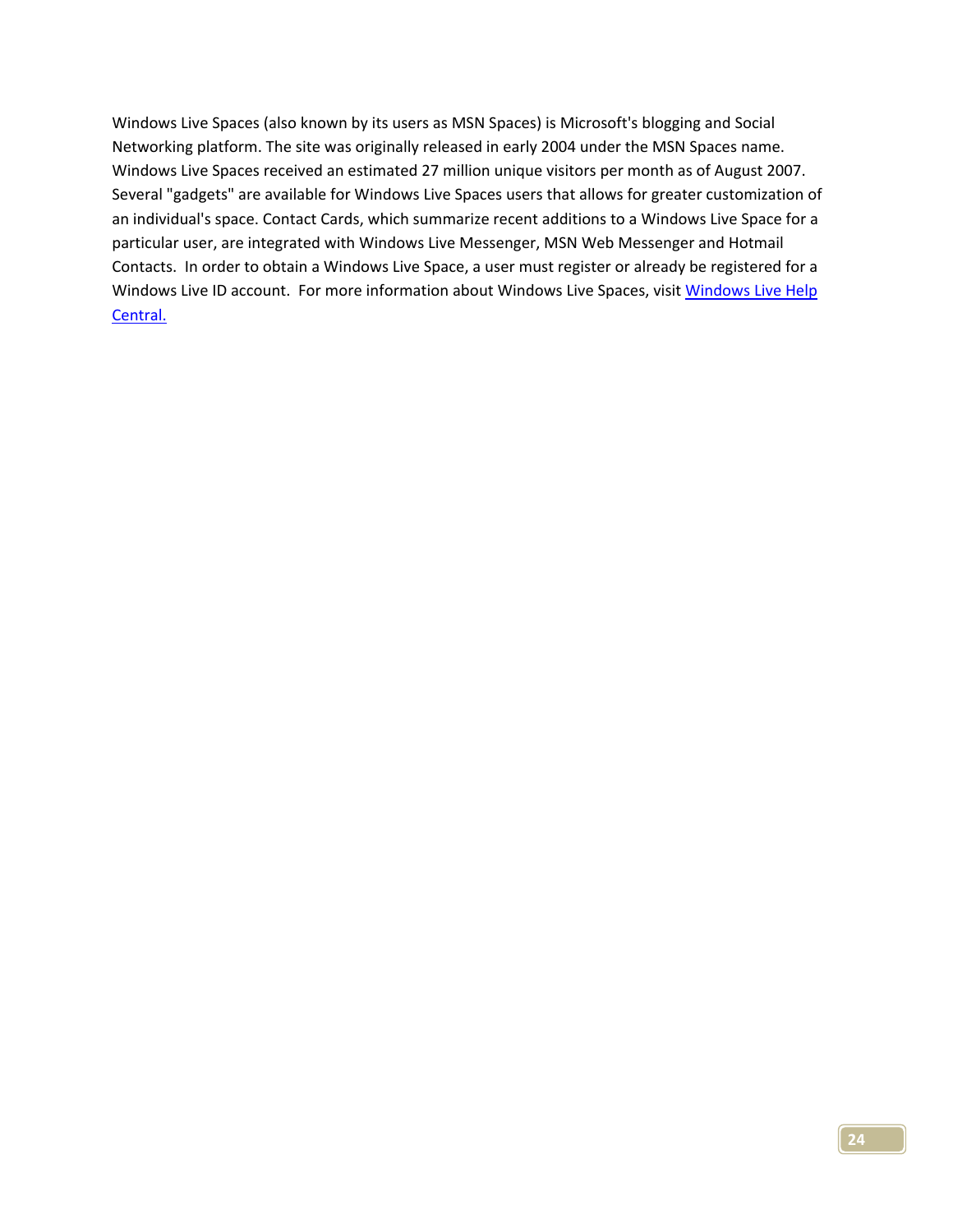Windows Live Spaces (also known by its users as MSN Spaces) is Microsoft's blogging and Social Networking platform. The site was originally released in early 2004 under the MSN Spaces name. Windows Live Spaces received an estimated 27 million unique visitors per month as of August 2007. Several "gadgets" are available for Windows Live Spaces users that allows for greater customization of an individual's space. Contact Cards, which summarize recent additions to a Windows Live Space for a particular user, are integrated with Windows Live Messenger, MSN Web Messenger and Hotmail Contacts. In order to obtain a Windows Live Space, a user must register or already be registered for a Windows Live ID account. For more information about Windows Live Spaces, visit Windows Live Help Central.